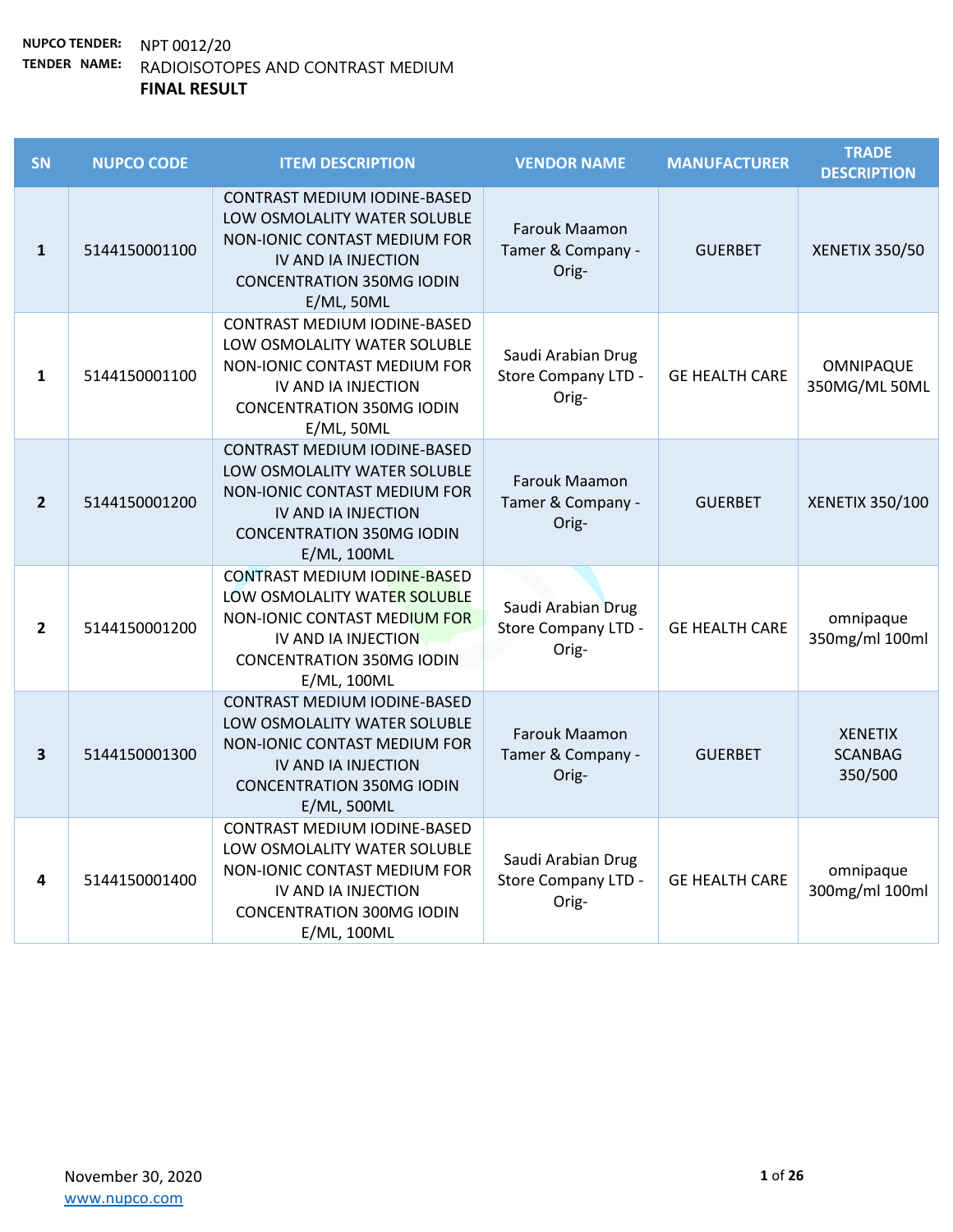**NUPCO TENDER:** NPT 0012/20

**TENDER NAME:** RADIOISOTOPES AND CONTRAST MEDIUM

**FINAL RESULT**

| SN | NUPCO CODE | ITEM DESCRIPTION | VENDOR NAME | MANUFACTURER | TRADE DESCRIPTION |
|---|---|---|---|---|---|
| 1 | 5144150001100 | CONTRAST MEDIUM IODINE-BASED LOW OSMOLALITY WATER SOLUBLE NON-IONIC CONTAST MEDIUM FOR IV AND IA INJECTION CONCENTRATION 350MG IODIN E/ML, 50ML | Farouk Maamon Tamer & Company - Orig- | GUERBET | XENETIX 350/50 |
| 1 | 5144150001100 | CONTRAST MEDIUM IODINE-BASED LOW OSMOLALITY WATER SOLUBLE NON-IONIC CONTAST MEDIUM FOR IV AND IA INJECTION CONCENTRATION 350MG IODIN E/ML, 50ML | Saudi Arabian Drug Store Company LTD - Orig- | GE HEALTH CARE | OMNIPAQUE 350MG/ML 50ML |
| 2 | 5144150001200 | CONTRAST MEDIUM IODINE-BASED LOW OSMOLALITY WATER SOLUBLE NON-IONIC CONTAST MEDIUM FOR IV AND IA INJECTION CONCENTRATION 350MG IODIN E/ML, 100ML | Farouk Maamon Tamer & Company - Orig- | GUERBET | XENETIX 350/100 |
| 2 | 5144150001200 | CONTRAST MEDIUM IODINE-BASED LOW OSMOLALITY WATER SOLUBLE NON-IONIC CONTAST MEDIUM FOR IV AND IA INJECTION CONCENTRATION 350MG IODIN E/ML, 100ML | Saudi Arabian Drug Store Company LTD - Orig- | GE HEALTH CARE | omnipaque 350mg/ml 100ml |
| 3 | 5144150001300 | CONTRAST MEDIUM IODINE-BASED LOW OSMOLALITY WATER SOLUBLE NON-IONIC CONTAST MEDIUM FOR IV AND IA INJECTION CONCENTRATION 350MG IODIN E/ML, 500ML | Farouk Maamon Tamer & Company - Orig- | GUERBET | XENETIX SCANBAG 350/500 |
| 4 | 5144150001400 | CONTRAST MEDIUM IODINE-BASED LOW OSMOLALITY WATER SOLUBLE NON-IONIC CONTAST MEDIUM FOR IV AND IA INJECTION CONCENTRATION 300MG IODIN E/ML, 100ML | Saudi Arabian Drug Store Company LTD - Orig- | GE HEALTH CARE | omnipaque 300mg/ml 100ml |

November 30, 2020

www.nupco.com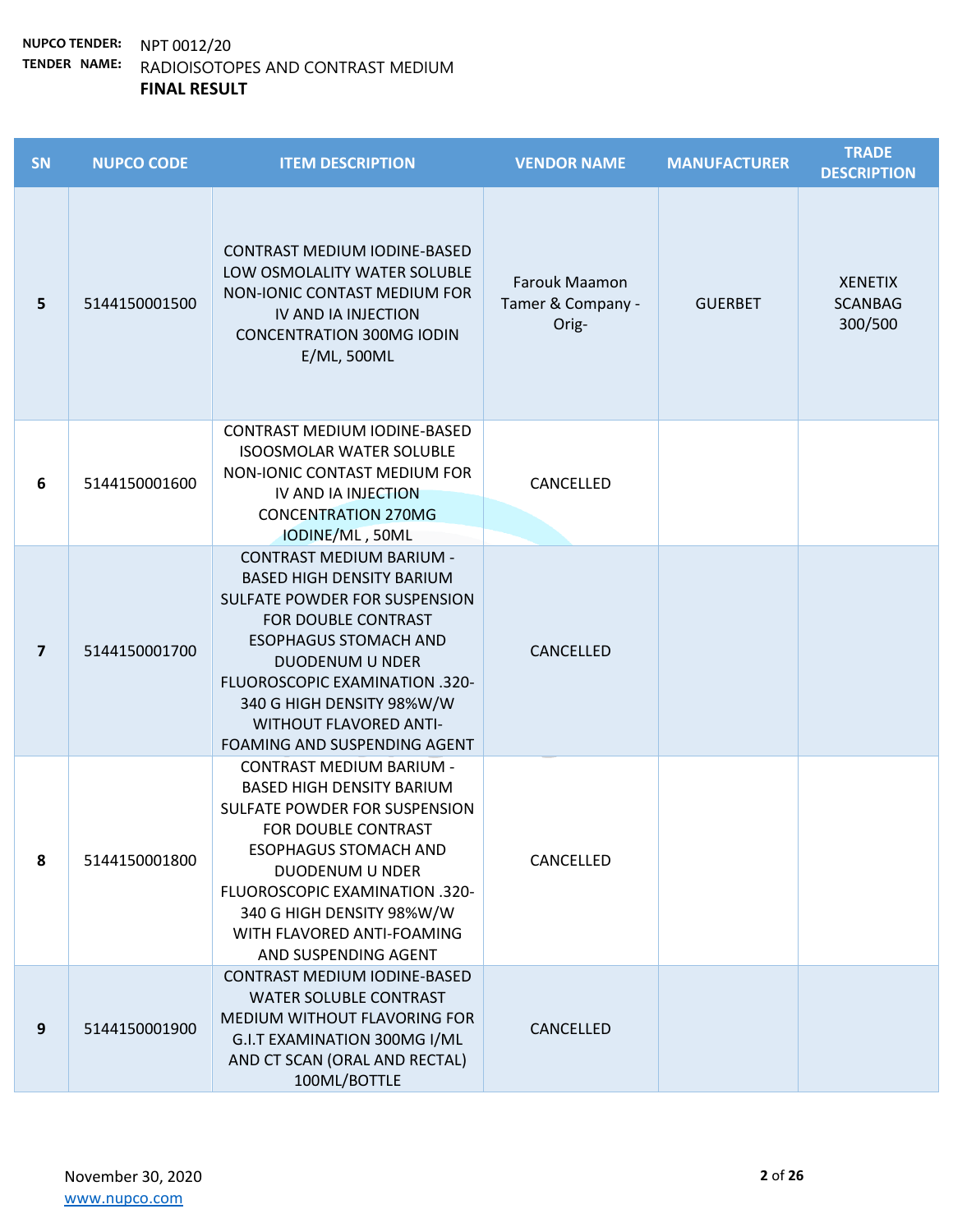**NUPCO TENDER:** NPT 0012/20

**TENDER NAME:** RADIOISOTOPES AND CONTRAST MEDIUM

**FINAL RESULT**

| SN | NUPCO CODE | ITEM DESCRIPTION | VENDOR NAME | MANUFACTURER | TRADE DESCRIPTION |
|---|---|---|---|---|---|
| 5 | 5144150001500 | CONTRAST MEDIUM IODINE-BASED LOW OSMOLALITY WATER SOLUBLE NON-IONIC CONTAST MEDIUM FOR IV AND IA INJECTION CONCENTRATION 300MG IODIN E/ML, 500ML | Farouk Maamon Tamer & Company - Orig- | GUERBET | XENETIX SCANBAG 300/500 |
| 6 | 5144150001600 | CONTRAST MEDIUM IODINE-BASED ISOOSMOLAR WATER SOLUBLE NON-IONIC CONTAST MEDIUM FOR IV AND IA INJECTION CONCENTRATION 270MG IODINE/ML , 50ML | CANCELLED | | |
| 7 | 5144150001700 | CONTRAST MEDIUM BARIUM -BASED HIGH DENSITY BARIUM SULFATE POWDER FOR SUSPENSION FOR DOUBLE CONTRAST ESOPHAGUS STOMACH AND DUODENUM U NDER FLUOROSCOPIC EXAMINATION .320-340 G HIGH DENSITY 98%W/W WITHOUT FLAVORED ANTI-FOAMING AND SUSPENDING AGENT | CANCELLED | | |
| 8 | 5144150001800 | CONTRAST MEDIUM BARIUM -BASED HIGH DENSITY BARIUM SULFATE POWDER FOR SUSPENSION FOR DOUBLE CONTRAST ESOPHAGUS STOMACH AND DUODENUM U NDER FLUOROSCOPIC EXAMINATION .320-340 G HIGH DENSITY 98%W/W WITH FLAVORED ANTI-FOAMING AND SUSPENDING AGENT | CANCELLED | | |
| 9 | 5144150001900 | CONTRAST MEDIUM IODINE-BASED WATER SOLUBLE CONTRAST MEDIUM WITHOUT FLAVORING FOR G.I.T EXAMINATION 300MG I/ML AND CT SCAN (ORAL AND RECTAL) 100ML/BOTTLE | CANCELLED | | |

November 30, 2020
www.nupco.com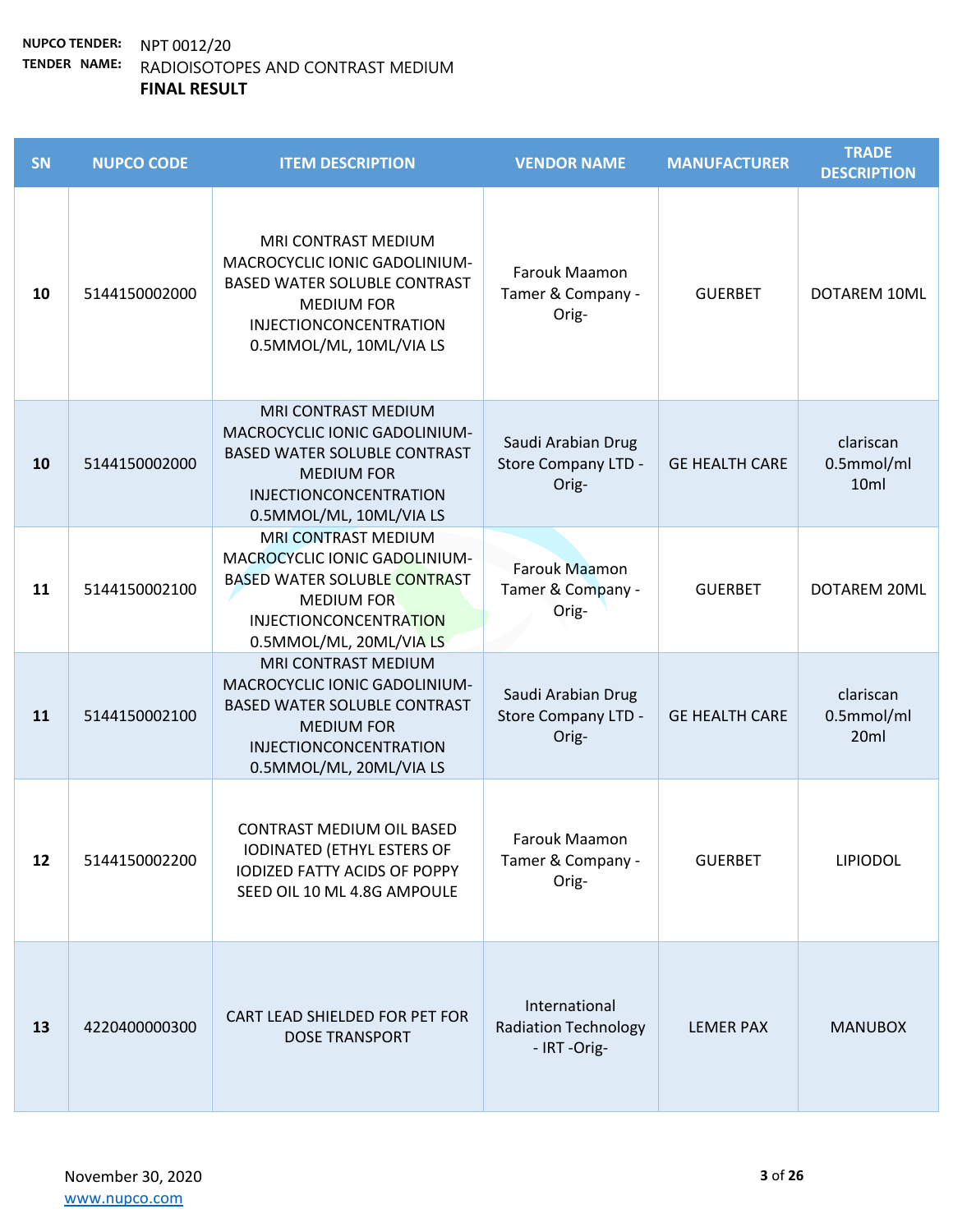**NUPCO TENDER:** NPT 0012/20
**TENDER NAME:** RADIOISOTOPES AND CONTRAST MEDIUM
**FINAL RESULT**

| SN | NUPCO CODE | ITEM DESCRIPTION | VENDOR NAME | MANUFACTURER | TRADE DESCRIPTION |
|---|---|---|---|---|---|
| 10 | 5144150002000 | MRI CONTRAST MEDIUM MACROCYCLIC IONIC GADOLINIUM-BASED WATER SOLUBLE CONTRAST MEDIUM FOR INJECTIONCONCENTRATION 0.5MMOL/ML, 10ML/VIA LS | Farouk Maamon Tamer & Company -Orig- | GUERBET | DOTAREM 10ML |
| 10 | 5144150002000 | MRI CONTRAST MEDIUM MACROCYCLIC IONIC GADOLINIUM-BASED WATER SOLUBLE CONTRAST MEDIUM FOR INJECTIONCONCENTRATION 0.5MMOL/ML, 10ML/VIA LS | Saudi Arabian Drug Store Company LTD -Orig- | GE HEALTH CARE | clariscan 0.5mmol/ml 10ml |
| 11 | 5144150002100 | MRI CONTRAST MEDIUM MACROCYCLIC IONIC GADOLINIUM-BASED WATER SOLUBLE CONTRAST MEDIUM FOR INJECTIONCONCENTRATION 0.5MMOL/ML, 20ML/VIA LS | Farouk Maamon Tamer & Company -Orig- | GUERBET | DOTAREM 20ML |
| 11 | 5144150002100 | MRI CONTRAST MEDIUM MACROCYCLIC IONIC GADOLINIUM-BASED WATER SOLUBLE CONTRAST MEDIUM FOR INJECTIONCONCENTRATION 0.5MMOL/ML, 20ML/VIA LS | Saudi Arabian Drug Store Company LTD -Orig- | GE HEALTH CARE | clariscan 0.5mmol/ml 20ml |
| 12 | 5144150002200 | CONTRAST MEDIUM OIL BASED IODINATED (ETHYL ESTERS OF IODIZED FATTY ACIDS OF POPPY SEED OIL 10 ML 4.8G AMPOULE | Farouk Maamon Tamer & Company -Orig- | GUERBET | LIPIODOL |
| 13 | 4220400000300 | CART LEAD SHIELDED FOR PET FOR DOSE TRANSPORT | International Radiation Technology - IRT -Orig- | LEMER PAX | MANUBOX |

November 30, 2020
www.nupco.com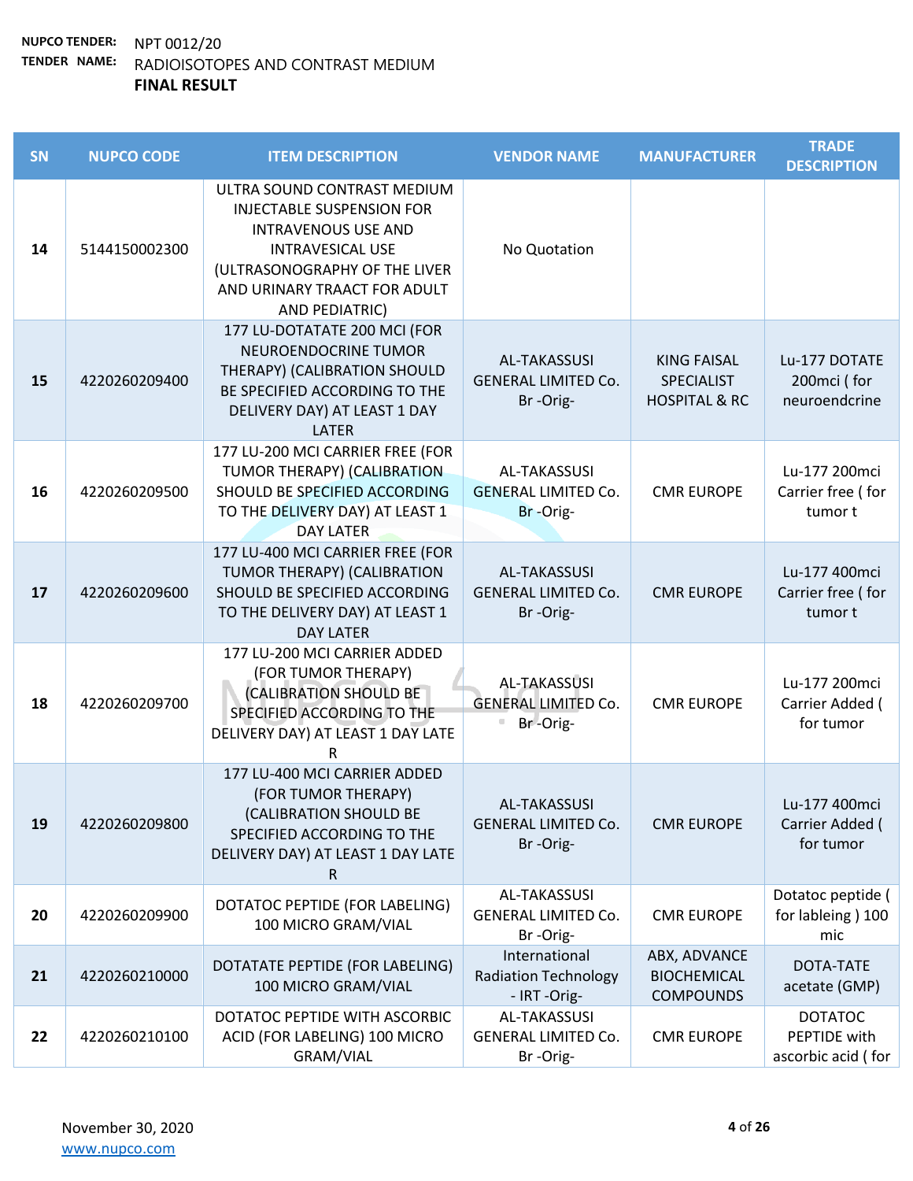NUPCO TENDER: NPT 0012/20

TENDER NAME: RADIOISOTOPES AND CONTRAST MEDIUM

**FINAL RESULT**

| SN | NUPCO CODE | ITEM DESCRIPTION | VENDOR NAME | MANUFACTURER | TRADE DESCRIPTION |
|---|---|---|---|---|---|
| 14 | 5144150002300 | ULTRA SOUND CONTRAST MEDIUM INJECTABLE SUSPENSION FOR INTRAVENOUS USE AND INTRAVESICAL USE (ULTRASONOGRAPHY OF THE LIVER AND URINARY TRAACT FOR ADULT AND PEDIATRIC) | No Quotation | | |
| 15 | 4220260209400 | 177 LU-DOTATATE 200 MCI (FOR NEUROENDOCRINE TUMOR THERAPY) (CALIBRATION SHOULD BE SPECIFIED ACCORDING TO THE DELIVERY DAY) AT LEAST 1 DAY LATER | AL-TAKASSUSI GENERAL LIMITED Co. Br -Orig- | KING FAISAL SPECIALIST HOSPITAL & RC | Lu-177 DOTATE 200mci ( for neuroendcrine |
| 16 | 4220260209500 | 177 LU-200 MCI CARRIER FREE (FOR TUMOR THERAPY) (CALIBRATION SHOULD BE SPECIFIED ACCORDING TO THE DELIVERY DAY) AT LEAST 1 DAY LATER | AL-TAKASSUSI GENERAL LIMITED Co. Br -Orig- | CMR EUROPE | Lu-177 200mci Carrier free ( for tumor t |
| 17 | 4220260209600 | 177 LU-400 MCI CARRIER FREE (FOR TUMOR THERAPY) (CALIBRATION SHOULD BE SPECIFIED ACCORDING TO THE DELIVERY DAY) AT LEAST 1 DAY LATER | AL-TAKASSUSI GENERAL LIMITED Co. Br -Orig- | CMR EUROPE | Lu-177 400mci Carrier free ( for tumor t |
| 18 | 4220260209700 | 177 LU-200 MCI CARRIER ADDED (FOR TUMOR THERAPY) (CALIBRATION SHOULD BE SPECIFIED ACCORDING TO THE DELIVERY DAY) AT LEAST 1 DAY LATE R | AL-TAKASSUSI GENERAL LIMITED Co. Br -Orig- | CMR EUROPE | Lu-177 200mci Carrier Added ( for tumor |
| 19 | 4220260209800 | 177 LU-400 MCI CARRIER ADDED (FOR TUMOR THERAPY) (CALIBRATION SHOULD BE SPECIFIED ACCORDING TO THE DELIVERY DAY) AT LEAST 1 DAY LATE R | AL-TAKASSUSI GENERAL LIMITED Co. Br -Orig- | CMR EUROPE | Lu-177 400mci Carrier Added ( for tumor |
| 20 | 4220260209900 | DOTATOC PEPTIDE (FOR LABELING) 100 MICRO GRAM/VIAL | AL-TAKASSUSI GENERAL LIMITED Co. Br -Orig- | CMR EUROPE | Dotatoc peptide ( for lableing ) 100 mic |
| 21 | 4220260210000 | DOTATATE PEPTIDE (FOR LABELING) 100 MICRO GRAM/VIAL | International Radiation Technology - IRT -Orig- | ABX, ADVANCE BIOCHEMICAL COMPOUNDS | DOTA-TATE acetate (GMP) |
| 22 | 4220260210100 | DOTATOC PEPTIDE WITH ASCORBIC ACID (FOR LABELING) 100 MICRO GRAM/VIAL | AL-TAKASSUSI GENERAL LIMITED Co. Br -Orig- | CMR EUROPE | DOTATOC PEPTIDE with ascorbic acid ( for |

November 30, 2020

www.nupco.com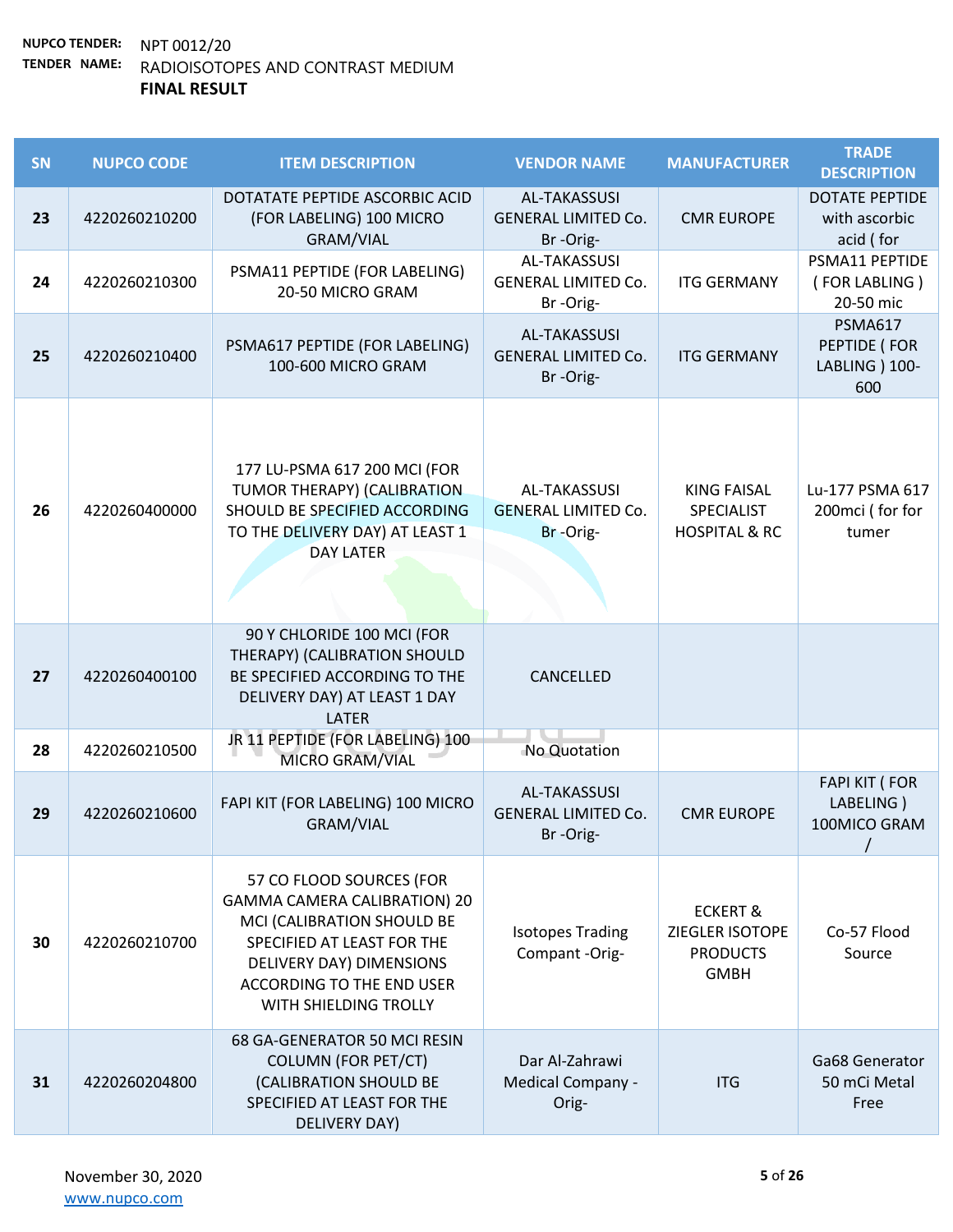**NUPCO TENDER:** NPT 0012/20

**TENDER NAME:** RADIOISOTOPES AND CONTRAST MEDIUM

**FINAL RESULT**

| SN | NUPCO CODE | ITEM DESCRIPTION | VENDOR NAME | MANUFACTURER | TRADE DESCRIPTION |
|---|---|---|---|---|---|
| 23 | 4220260210200 | DOTATATE PEPTIDE ASCORBIC ACID (FOR LABELING) 100 MICRO GRAM/VIAL | AL-TAKASSUSI GENERAL LIMITED Co. Br -Orig- | CMR EUROPE | DOTATE PEPTIDE with ascorbic acid ( for |
| 24 | 4220260210300 | PSMA11 PEPTIDE (FOR LABELING) 20-50 MICRO GRAM | AL-TAKASSUSI GENERAL LIMITED Co. Br -Orig- | ITG GERMANY | PSMA11 PEPTIDE ( FOR LABLING ) 20-50 mic |
| 25 | 4220260210400 | PSMA617 PEPTIDE (FOR LABELING) 100-600 MICRO GRAM | AL-TAKASSUSI GENERAL LIMITED Co. Br -Orig- | ITG GERMANY | PSMA617 PEPTIDE ( FOR LABLING ) 100-600 |
| 26 | 4220260400000 | 177 LU-PSMA 617 200 MCI (FOR TUMOR THERAPY) (CALIBRATION SHOULD BE SPECIFIED ACCORDING TO THE DELIVERY DAY) AT LEAST 1 DAY LATER | AL-TAKASSUSI GENERAL LIMITED Co. Br -Orig- | KING FAISAL SPECIALIST HOSPITAL & RC | Lu-177 PSMA 617 200mci ( for for tumer |
| 27 | 4220260400100 | 90 Y CHLORIDE 100 MCI (FOR THERAPY) (CALIBRATION SHOULD BE SPECIFIED ACCORDING TO THE DELIVERY DAY) AT LEAST 1 DAY LATER | CANCELLED | | |
| 28 | 4220260210500 | JR 11 PEPTIDE (FOR LABELING) 100 MICRO GRAM/VIAL | No Quotation | | |
| 29 | 4220260210600 | FAPI KIT (FOR LABELING) 100 MICRO GRAM/VIAL | AL-TAKASSUSI GENERAL LIMITED Co. Br -Orig- | CMR EUROPE | FAPI KIT ( FOR LABELING ) 100MICO GRAM / |
| 30 | 4220260210700 | 57 CO FLOOD SOURCES (FOR GAMMA CAMERA CALIBRATION) 20 MCI (CALIBRATION SHOULD BE SPECIFIED AT LEAST FOR THE DELIVERY DAY) DIMENSIONS ACCORDING TO THE END USER WITH SHIELDING TROLLY | Isotopes Trading Compant -Orig- | ECKERT & ZIEGLER ISOTOPE PRODUCTS GMBH | Co-57 Flood Source |
| 31 | 4220260204800 | 68 GA-GENERATOR 50 MCI RESIN COLUMN (FOR PET/CT) (CALIBRATION SHOULD BE SPECIFIED AT LEAST FOR THE DELIVERY DAY) | Dar Al-Zahrawi Medical Company -Orig- | ITG | Ga68 Generator 50 mCi Metal Free |

November 30, 2020

www.nupco.com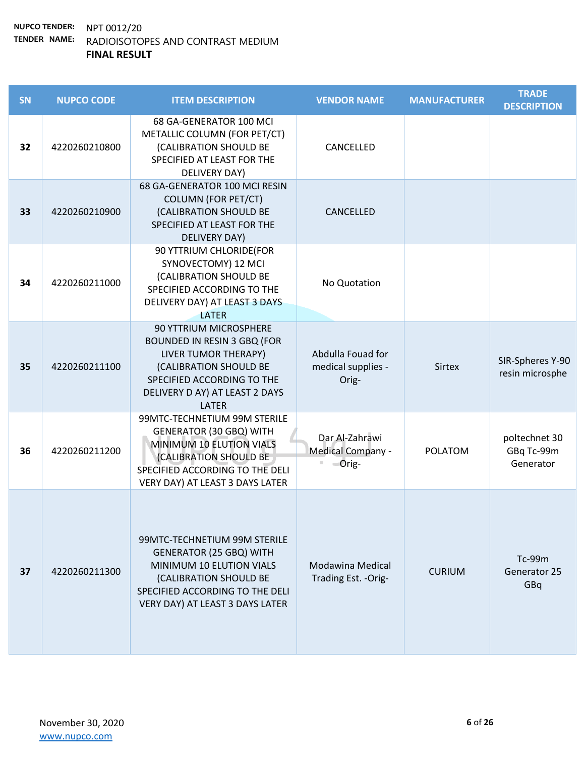**NUPCO TENDER:** NPT 0012/20

**TENDER NAME:** RADIOISOTOPES AND CONTRAST MEDIUM

**FINAL RESULT**

| SN | NUPCO CODE | ITEM DESCRIPTION | VENDOR NAME | MANUFACTURER | TRADE DESCRIPTION |
|---|---|---|---|---|---|
| 32 | 4220260210800 | 68 GA-GENERATOR 100 MCI METALLIC COLUMN (FOR PET/CT) (CALIBRATION SHOULD BE SPECIFIED AT LEAST FOR THE DELIVERY DAY) | CANCELLED | | |
| 33 | 4220260210900 | 68 GA-GENERATOR 100 MCI RESIN COLUMN (FOR PET/CT) (CALIBRATION SHOULD BE SPECIFIED AT LEAST FOR THE DELIVERY DAY) | CANCELLED | | |
| 34 | 4220260211000 | 90 YTTRIUM CHLORIDE(FOR SYNOVECTOMY) 12 MCI (CALIBRATION SHOULD BE SPECIFIED ACCORDING TO THE DELIVERY DAY) AT LEAST 3 DAYS LATER | No Quotation | | |
| 35 | 4220260211100 | 90 YTTRIUM MICROSPHERE BOUNDED IN RESIN 3 GBQ (FOR LIVER TUMOR THERAPY) (CALIBRATION SHOULD BE SPECIFIED ACCORDING TO THE DELIVERY D AY) AT LEAST 2 DAYS LATER | Abdulla Fouad for medical supplies -Orig- | Sirtex | SIR-Spheres Y-90 resin microsphe |
| 36 | 4220260211200 | 99MTC-TECHNETIUM 99M STERILE GENERATOR (30 GBQ) WITH MINIMUM 10 ELUTION VIALS (CALIBRATION SHOULD BE SPECIFIED ACCORDING TO THE DELI VERY DAY) AT LEAST 3 DAYS LATER | Dar Al-Zahrawi Medical Company -Orig- | POLATOM | poltechnet 30 GBq Tc-99m Generator |
| 37 | 4220260211300 | 99MTC-TECHNETIUM 99M STERILE GENERATOR (25 GBQ) WITH MINIMUM 10 ELUTION VIALS (CALIBRATION SHOULD BE SPECIFIED ACCORDING TO THE DELI VERY DAY) AT LEAST 3 DAYS LATER | Modawina Medical Trading Est. -Orig- | CURIUM | Tc-99m Generator 25 GBq |

November 30, 2020

www.nupco.com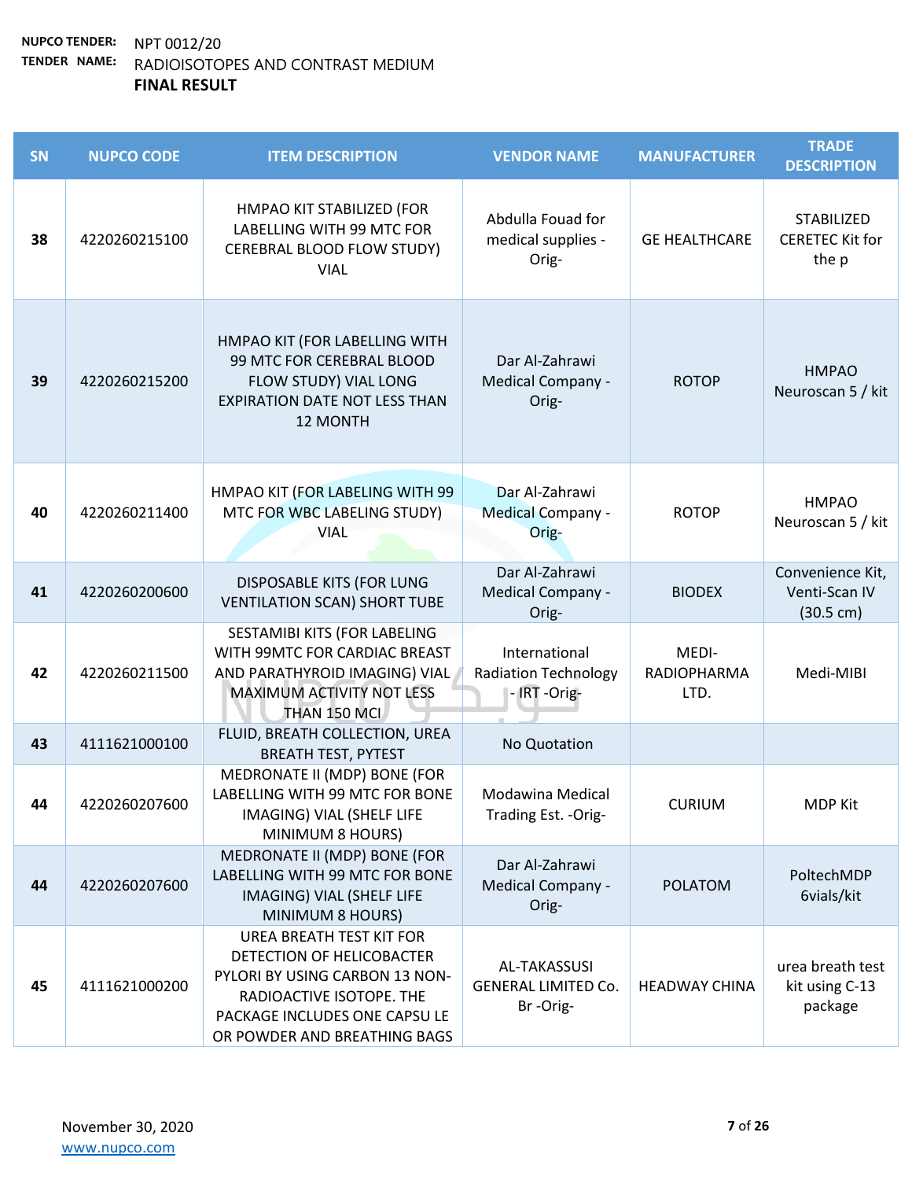**NUPCO TENDER:** NPT 0012/20

**TENDER NAME:** RADIOISOTOPES AND CONTRAST MEDIUM

**FINAL RESULT**

| SN | NUPCO CODE | ITEM DESCRIPTION | VENDOR NAME | MANUFACTURER | TRADE DESCRIPTION |
|---|---|---|---|---|---|
| 38 | 4220260215100 | HMPAO KIT STABILIZED (FOR LABELLING WITH 99 MTC FOR CEREBRAL BLOOD FLOW STUDY) VIAL | Abdulla Fouad for medical supplies -Orig- | GE HEALTHCARE | STABILIZED CERETEC Kit for the p |
| 39 | 4220260215200 | HMPAO KIT (FOR LABELLING WITH 99 MTC FOR CEREBRAL BLOOD FLOW STUDY) VIAL LONG EXPIRATION DATE NOT LESS THAN 12 MONTH | Dar Al-Zahrawi Medical Company -Orig- | ROTOP | HMPAO Neuroscan 5 / kit |
| 40 | 4220260211400 | HMPAO KIT (FOR LABELING WITH 99 MTC FOR WBC LABELING STUDY) VIAL | Dar Al-Zahrawi Medical Company -Orig- | ROTOP | HMPAO Neuroscan 5 / kit |
| 41 | 4220260200600 | DISPOSABLE KITS (FOR LUNG VENTILATION SCAN) SHORT TUBE | Dar Al-Zahrawi Medical Company -Orig- | BIODEX | Convenience Kit, Venti-Scan IV (30.5 cm) |
| 42 | 4220260211500 | SESTAMIBI KITS (FOR LABELING WITH 99MTC FOR CARDIAC BREAST AND PARATHYROID IMAGING) VIAL MAXIMUM ACTIVITY NOT LESS THAN 150 MCI | International Radiation Technology - IRT -Orig- | MEDI-RADIOPHARMA LTD. | Medi-MIBI |
| 43 | 4111621000100 | FLUID, BREATH COLLECTION, UREA BREATH TEST, PYTEST | No Quotation | | |
| 44 | 4220260207600 | MEDRONATE II (MDP) BONE (FOR LABELLING WITH 99 MTC FOR BONE IMAGING) VIAL (SHELF LIFE MINIMUM 8 HOURS) | Modawina Medical Trading Est. -Orig- | CURIUM | MDP Kit |
| 44 | 4220260207600 | MEDRONATE II (MDP) BONE (FOR LABELLING WITH 99 MTC FOR BONE IMAGING) VIAL (SHELF LIFE MINIMUM 8 HOURS) | Dar Al-Zahrawi Medical Company -Orig- | POLATOM | PoltechMDP 6vials/kit |
| 45 | 4111621000200 | UREA BREATH TEST KIT FOR DETECTION OF HELICOBACTER PYLORI BY USING CARBON 13 NON-RADIOACTIVE ISOTOPE. THE PACKAGE INCLUDES ONE CAPSU LE OR POWDER AND BREATHING BAGS | AL-TAKASSUSI GENERAL LIMITED Co. Br -Orig- | HEADWAY CHINA | urea breath test kit using C-13 package |

November 30, 2020

www.nupco.com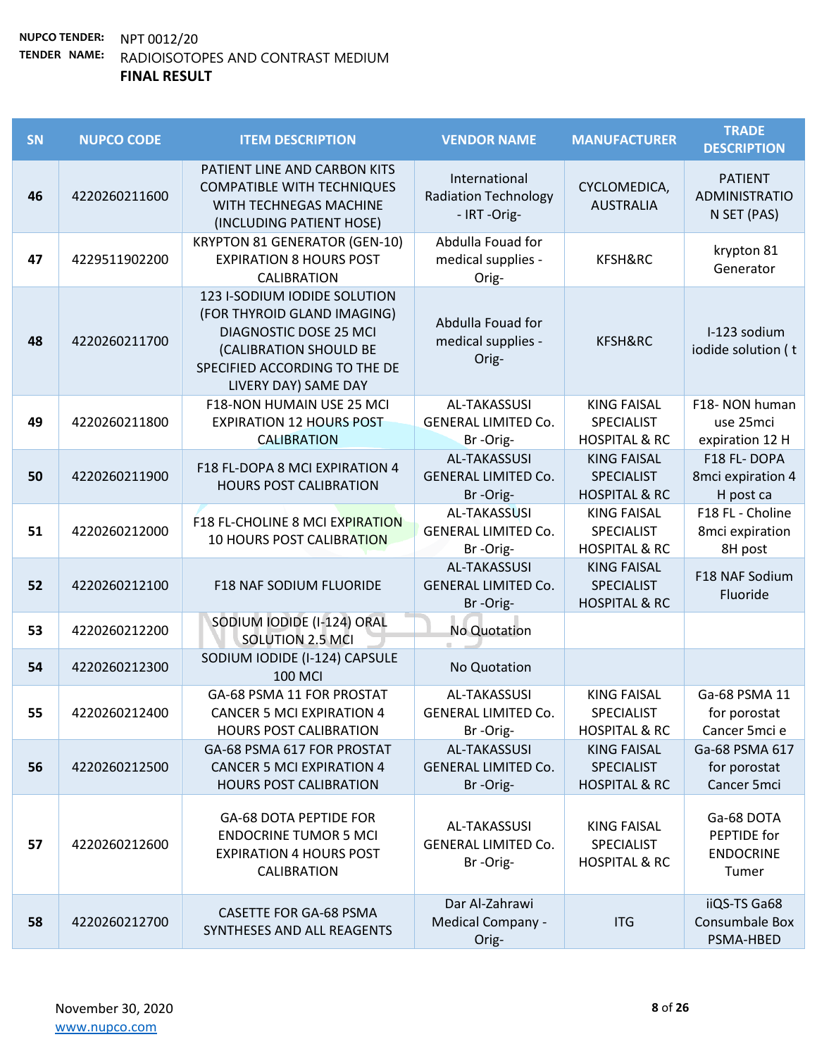**NUPCO TENDER:** NPT 0012/20

**TENDER NAME:** RADIOISOTOPES AND CONTRAST MEDIUM

**FINAL RESULT**

| SN | NUPCO CODE | ITEM DESCRIPTION | VENDOR NAME | MANUFACTURER | TRADE DESCRIPTION |
|---|---|---|---|---|---|
| 46 | 4220260211600 | PATIENT LINE AND CARBON KITS COMPATIBLE WITH TECHNIQUES WITH TECHNEGAS MACHINE (INCLUDING PATIENT HOSE) | International Radiation Technology - IRT -Orig- | CYCLOMEDICA, AUSTRALIA | PATIENT ADMINISTRATIO N SET (PAS) |
| 47 | 4229511902200 | KRYPTON 81 GENERATOR (GEN-10) EXPIRATION 8 HOURS POST CALIBRATION | Abdulla Fouad for medical supplies - Orig- | KFSH&RC | krypton 81 Generator |
| 48 | 4220260211700 | 123 I-SODIUM IODIDE SOLUTION (FOR THYROID GLAND IMAGING) DIAGNOSTIC DOSE 25 MCI (CALIBRATION SHOULD BE SPECIFIED ACCORDING TO THE DE LIVERY DAY) SAME DAY | Abdulla Fouad for medical supplies - Orig- | KFSH&RC | I-123 sodium iodide solution ( t |
| 49 | 4220260211800 | F18-NON HUMAIN USE 25 MCI EXPIRATION 12 HOURS POST CALIBRATION | AL-TAKASSUSI GENERAL LIMITED Co. Br -Orig- | KING FAISAL SPECIALIST HOSPITAL & RC | F18- NON human use 25mci expiration 12 H |
| 50 | 4220260211900 | F18 FL-DOPA 8 MCI EXPIRATION 4 HOURS POST CALIBRATION | AL-TAKASSUSI GENERAL LIMITED Co. Br -Orig- | KING FAISAL SPECIALIST HOSPITAL & RC | F18 FL- DOPA 8mci expiration 4 H post ca |
| 51 | 4220260212000 | F18 FL-CHOLINE 8 MCI EXPIRATION 10 HOURS POST CALIBRATION | AL-TAKASSUSI GENERAL LIMITED Co. Br -Orig- | KING FAISAL SPECIALIST HOSPITAL & RC | F18 FL - Choline 8mci expiration 8H post |
| 52 | 4220260212100 | F18 NAF SODIUM FLUORIDE | AL-TAKASSUSI GENERAL LIMITED Co. Br -Orig- | KING FAISAL SPECIALIST HOSPITAL & RC | F18 NAF Sodium Fluoride |
| 53 | 4220260212200 | SODIUM IODIDE (I-124) ORAL SOLUTION 2.5 MCI | No Quotation | | |
| 54 | 4220260212300 | SODIUM IODIDE (I-124) CAPSULE 100 MCI | No Quotation | | |
| 55 | 4220260212400 | GA-68 PSMA 11 FOR PROSTAT CANCER 5 MCI EXPIRATION 4 HOURS POST CALIBRATION | AL-TAKASSUSI GENERAL LIMITED Co. Br -Orig- | KING FAISAL SPECIALIST HOSPITAL & RC | Ga-68 PSMA 11 for porostat Cancer 5mci e |
| 56 | 4220260212500 | GA-68 PSMA 617 FOR PROSTAT CANCER 5 MCI EXPIRATION 4 HOURS POST CALIBRATION | AL-TAKASSUSI GENERAL LIMITED Co. Br -Orig- | KING FAISAL SPECIALIST HOSPITAL & RC | Ga-68 PSMA 617 for porostat Cancer 5mci |
| 57 | 4220260212600 | GA-68 DOTA PEPTIDE FOR ENDOCRINE TUMOR 5 MCI EXPIRATION 4 HOURS POST CALIBRATION | AL-TAKASSUSI GENERAL LIMITED Co. Br -Orig- | KING FAISAL SPECIALIST HOSPITAL & RC | Ga-68 DOTA PEPTIDE for ENDOCRINE Tumer |
| 58 | 4220260212700 | CASETTE FOR GA-68 PSMA SYNTHESES AND ALL REAGENTS | Dar Al-Zahrawi Medical Company - Orig- | ITG | iiQS-TS Ga68 Consumbable Box PSMA-HBED |

November 30, 2020

www.nupco.com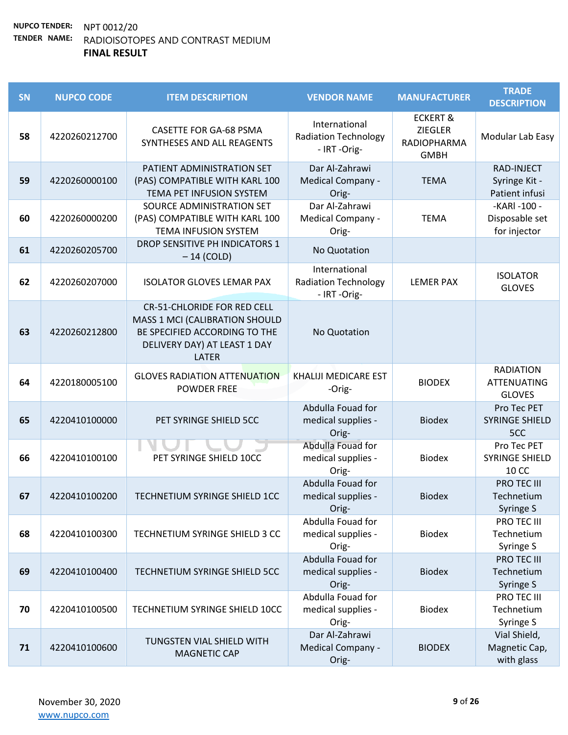**NUPCO TENDER:** NPT 0012/20

**TENDER NAME:** RADIOISOTOPES AND CONTRAST MEDIUM

**FINAL RESULT**

| SN | NUPCO CODE | ITEM DESCRIPTION | VENDOR NAME | MANUFACTURER | TRADE DESCRIPTION |
|---|---|---|---|---|---|
| 58 | 4220260212700 | CASETTE FOR GA-68 PSMA SYNTHESES AND ALL REAGENTS | International Radiation Technology - IRT -Orig- | ECKERT & ZIEGLER RADIOPHARMA GMBH | Modular Lab Easy |
| 59 | 4220260000100 | PATIENT ADMINISTRATION SET (PAS) COMPATIBLE WITH KARL 100 TEMA PET INFUSION SYSTEM | Dar Al-Zahrawi Medical Company -Orig- | TEMA | RAD-INJECT Syringe Kit - Patient infusi |
| 60 | 4220260000200 | SOURCE ADMINISTRATION SET (PAS) COMPATIBLE WITH KARL 100 TEMA INFUSION SYSTEM | Dar Al-Zahrawi Medical Company -Orig- | TEMA | -KARI -100 - Disposable set for injector |
| 61 | 4220260205700 | DROP SENSITIVE PH INDICATORS 1 – 14 (COLD) | No Quotation | | |
| 62 | 4220260207000 | ISOLATOR GLOVES LEMAR PAX | International Radiation Technology - IRT -Orig- | LEMER PAX | ISOLATOR GLOVES |
| 63 | 4220260212800 | CR-51-CHLORIDE FOR RED CELL MASS 1 MCI (CALIBRATION SHOULD BE SPECIFIED ACCORDING TO THE DELIVERY DAY) AT LEAST 1 DAY LATER | No Quotation | | |
| 64 | 4220180005100 | GLOVES RADIATION ATTENUATION POWDER FREE | KHALIJI MEDICARE EST -Orig- | BIODEX | RADIATION ATTENUATING GLOVES |
| 65 | 4220410100000 | PET SYRINGE SHIELD 5CC | Abdulla Fouad for medical supplies -Orig- | Biodex | Pro Tec PET SYRINGE SHIELD 5CC |
| 66 | 4220410100100 | PET SYRINGE SHIELD 10CC | Abdulla Fouad for medical supplies -Orig- | Biodex | Pro Tec PET SYRINGE SHIELD 10 CC |
| 67 | 4220410100200 | TECHNETIUM SYRINGE SHIELD 1CC | Abdulla Fouad for medical supplies -Orig- | Biodex | PRO TEC III Technetium Syringe S |
| 68 | 4220410100300 | TECHNETIUM SYRINGE SHIELD 3 CC | Abdulla Fouad for medical supplies -Orig- | Biodex | PRO TEC III Technetium Syringe S |
| 69 | 4220410100400 | TECHNETIUM SYRINGE SHIELD 5CC | Abdulla Fouad for medical supplies -Orig- | Biodex | PRO TEC III Technetium Syringe S |
| 70 | 4220410100500 | TECHNETIUM SYRINGE SHIELD 10CC | Abdulla Fouad for medical supplies -Orig- | Biodex | PRO TEC III Technetium Syringe S |
| 71 | 4220410100600 | TUNGSTEN VIAL SHIELD WITH MAGNETIC CAP | Dar Al-Zahrawi Medical Company -Orig- | BIODEX | Vial Shield, Magnetic Cap, with glass |

November 30, 2020

www.nupco.com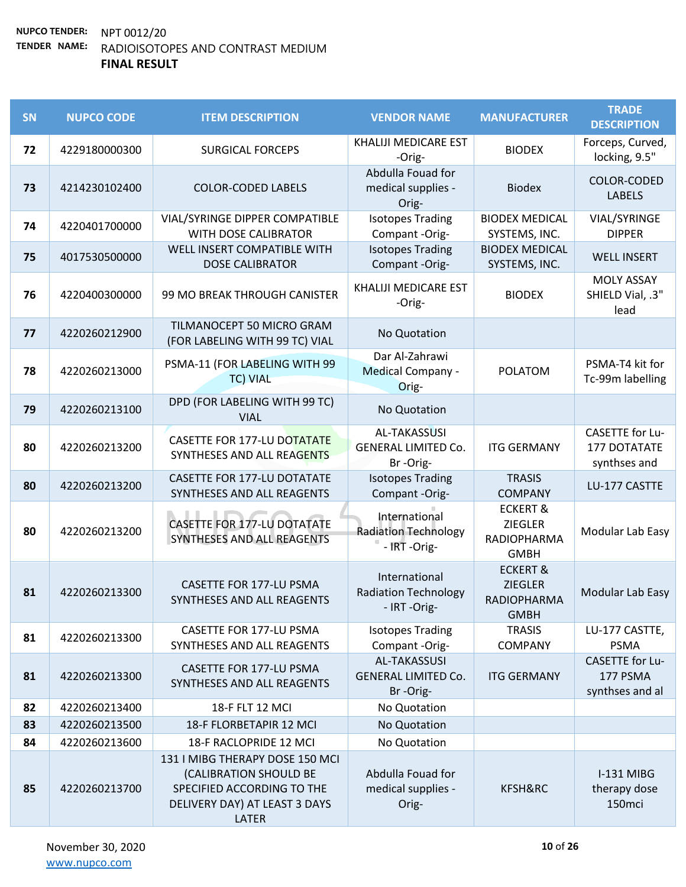**NUPCO TENDER:** NPT 0012/20

**TENDER NAME:** RADIOISOTOPES AND CONTRAST MEDIUM

**FINAL RESULT**

| SN | NUPCO CODE | ITEM DESCRIPTION | VENDOR NAME | MANUFACTURER | TRADE DESCRIPTION |
|---|---|---|---|---|---|
| 72 | 4229180000300 | SURGICAL FORCEPS | KHALIJI MEDICARE EST -Orig- | BIODEX | Forceps, Curved, locking, 9.5" |
| 73 | 4214230102400 | COLOR-CODED LABELS | Abdulla Fouad for medical supplies -Orig- | Biodex | COLOR-CODED LABELS |
| 74 | 4220401700000 | VIAL/SYRINGE DIPPER COMPATIBLE WITH DOSE CALIBRATOR | Isotopes Trading Compant -Orig- | BIODEX MEDICAL SYSTEMS, INC. | VIAL/SYRINGE DIPPER |
| 75 | 4017530500000 | WELL INSERT COMPATIBLE WITH DOSE CALIBRATOR | Isotopes Trading Compant -Orig- | BIODEX MEDICAL SYSTEMS, INC. | WELL INSERT |
| 76 | 4220400300000 | 99 MO BREAK THROUGH CANISTER | KHALIJI MEDICARE EST -Orig- | BIODEX | MOLY ASSAY SHIELD Vial, .3" lead |
| 77 | 4220260212900 | TILMANOCEPT 50 MICRO GRAM (FOR LABELING WITH 99 TC) VIAL | No Quotation | | |
| 78 | 4220260213000 | PSMA-11 (FOR LABELING WITH 99 TC) VIAL | Dar Al-Zahrawi Medical Company -Orig- | POLATOM | PSMA-T4 kit for Tc-99m labelling |
| 79 | 4220260213100 | DPD (FOR LABELING WITH 99 TC) VIAL | No Quotation | | |
| 80 | 4220260213200 | CASETTE FOR 177-LU DOTATATE SYNTHESES AND ALL REAGENTS | AL-TAKASSUSI GENERAL LIMITED Co. Br -Orig- | ITG GERMANY | CASETTE for Lu-177 DOTATATE synthses and |
| 80 | 4220260213200 | CASETTE FOR 177-LU DOTATATE SYNTHESES AND ALL REAGENTS | Isotopes Trading Compant -Orig- | TRASIS COMPANY | LU-177 CASTTE |
| 80 | 4220260213200 | CASETTE FOR 177-LU DOTATATE SYNTHESES AND ALL REAGENTS | International Radiation Technology - IRT -Orig- | ECKERT & ZIEGLER RADIOPHARMA GMBH | Modular Lab Easy |
| 81 | 4220260213300 | CASETTE FOR 177-LU PSMA SYNTHESES AND ALL REAGENTS | International Radiation Technology - IRT -Orig- | ECKERT & ZIEGLER RADIOPHARMA GMBH | Modular Lab Easy |
| 81 | 4220260213300 | CASETTE FOR 177-LU PSMA SYNTHESES AND ALL REAGENTS | Isotopes Trading Compant -Orig- | TRASIS COMPANY | LU-177 CASTTE, PSMA |
| 81 | 4220260213300 | CASETTE FOR 177-LU PSMA SYNTHESES AND ALL REAGENTS | AL-TAKASSUSI GENERAL LIMITED Co. Br -Orig- | ITG GERMANY | CASETTE for Lu-177 PSMA synthses and al |
| 82 | 4220260213400 | 18-F FLT 12 MCI | No Quotation | | |
| 83 | 4220260213500 | 18-F FLORBETAPIR 12 MCI | No Quotation | | |
| 84 | 4220260213600 | 18-F RACLOPRIDE 12 MCI | No Quotation | | |
| 85 | 4220260213700 | 131 I MIBG THERAPY DOSE 150 MCI (CALIBRATION SHOULD BE SPECIFIED ACCORDING TO THE DELIVERY DAY) AT LEAST 3 DAYS LATER | Abdulla Fouad for medical supplies -Orig- | KFSH&RC | I-131 MIBG therapy dose 150mci |

November 30, 2020

www.nupco.com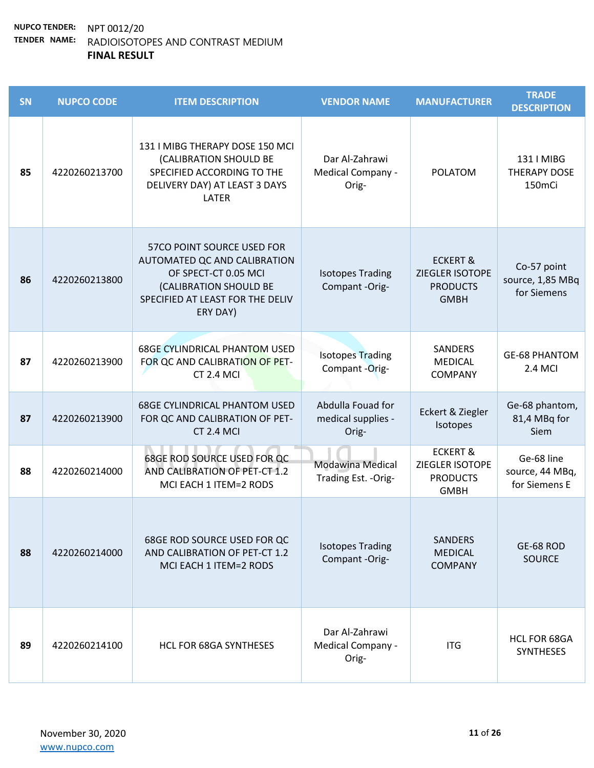**NUPCO TENDER:** NPT 0012/20

**TENDER NAME:** RADIOISOTOPES AND CONTRAST MEDIUM

**FINAL RESULT**

| SN | NUPCO CODE | ITEM DESCRIPTION | VENDOR NAME | MANUFACTURER | TRADE DESCRIPTION |
|---|---|---|---|---|---|
| 85 | 4220260213700 | 131 I MIBG THERAPY DOSE 150 MCI (CALIBRATION SHOULD BE SPECIFIED ACCORDING TO THE DELIVERY DAY) AT LEAST 3 DAYS LATER | Dar Al-Zahrawi Medical Company -Orig- | POLATOM | 131 I MIBG THERAPY DOSE 150mCi |
| 86 | 4220260213800 | 57CO POINT SOURCE USED FOR AUTOMATED QC AND CALIBRATION OF SPECT-CT 0.05 MCI (CALIBRATION SHOULD BE SPECIFIED AT LEAST FOR THE DELIV ERY DAY) | Isotopes Trading Compant -Orig- | ECKERT & ZIEGLER ISOTOPE PRODUCTS GMBH | Co-57 point source, 1,85 MBq for Siemens |
| 87 | 4220260213900 | 68GE CYLINDRICAL PHANTOM USED FOR QC AND CALIBRATION OF PET-CT 2.4 MCI | Isotopes Trading Compant -Orig- | SANDERS MEDICAL COMPANY | GE-68 PHANTOM 2.4 MCI |
| 87 | 4220260213900 | 68GE CYLINDRICAL PHANTOM USED FOR QC AND CALIBRATION OF PET-CT 2.4 MCI | Abdulla Fouad for medical supplies -Orig- | Eckert & Ziegler Isotopes | Ge-68 phantom, 81,4 MBq for Siem |
| 88 | 4220260214000 | 68GE ROD SOURCE USED FOR QC AND CALIBRATION OF PET-CT 1.2 MCI EACH 1 ITEM=2 RODS | Modawina Medical Trading Est. -Orig- | ECKERT & ZIEGLER ISOTOPE PRODUCTS GMBH | Ge-68 line source, 44 MBq, for Siemens E |
| 88 | 4220260214000 | 68GE ROD SOURCE USED FOR QC AND CALIBRATION OF PET-CT 1.2 MCI EACH 1 ITEM=2 RODS | Isotopes Trading Compant -Orig- | SANDERS MEDICAL COMPANY | GE-68 ROD SOURCE |
| 89 | 4220260214100 | HCL FOR 68GA SYNTHESES | Dar Al-Zahrawi Medical Company -Orig- | ITG | HCL FOR 68GA SYNTHESES |

November 30, 2020
www.nupco.com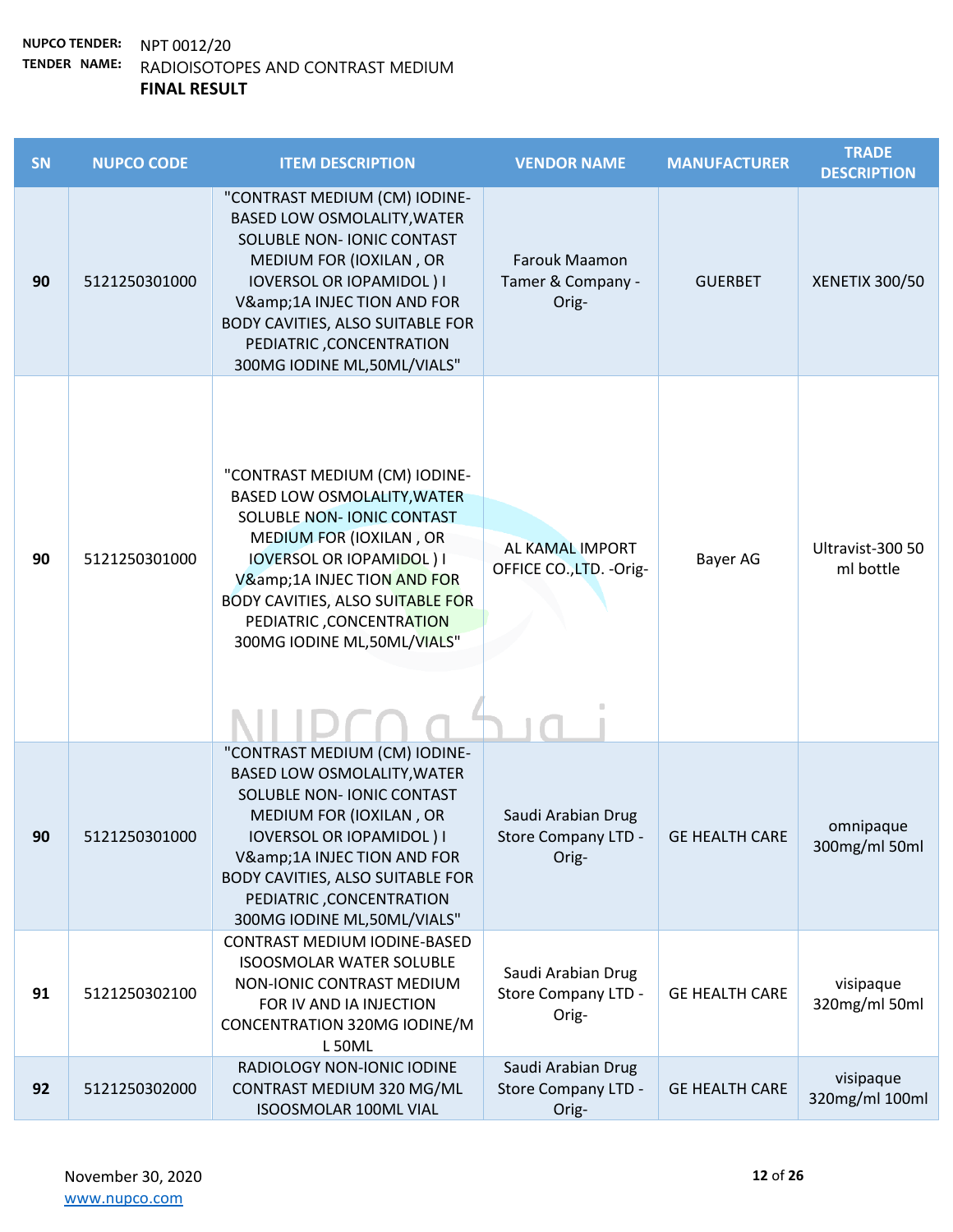**NUPCO TENDER:** NPT 0012/20
**TENDER NAME:** RADIOISOTOPES AND CONTRAST MEDIUM
**FINAL RESULT**

| SN | NUPCO CODE | ITEM DESCRIPTION | VENDOR NAME | MANUFACTURER | TRADE DESCRIPTION |
|---|---|---|---|---|---|
| 90 | 5121250301000 | "CONTRAST MEDIUM (CM) IODINE-BASED LOW OSMOLALITY,WATER SOLUBLE NON- IONIC CONTAST MEDIUM FOR (IOXILAN , OR IOVERSOL OR IOPAMIDOL ) I V&amp;1A INJEC TION AND FOR BODY CAVITIES, ALSO SUITABLE FOR PEDIATRIC ,CONCENTRATION 300MG IODINE ML,50ML/VIALS" | Farouk Maamon Tamer & Company -Orig- | GUERBET | XENETIX 300/50 |
| 90 | 5121250301000 | "CONTRAST MEDIUM (CM) IODINE-BASED LOW OSMOLALITY,WATER SOLUBLE NON- IONIC CONTAST MEDIUM FOR (IOXILAN , OR IOVERSOL OR IOPAMIDOL ) I V&amp;1A INJEC TION AND FOR BODY CAVITIES, ALSO SUITABLE FOR PEDIATRIC ,CONCENTRATION 300MG IODINE ML,50ML/VIALS" | AL KAMAL IMPORT OFFICE CO.,LTD. -Orig- | Bayer AG | Ultravist-300 50 ml bottle |
| 90 | 5121250301000 | "CONTRAST MEDIUM (CM) IODINE-BASED LOW OSMOLALITY,WATER SOLUBLE NON- IONIC CONTAST MEDIUM FOR (IOXILAN , OR IOVERSOL OR IOPAMIDOL ) I V&amp;1A INJEC TION AND FOR BODY CAVITIES, ALSO SUITABLE FOR PEDIATRIC ,CONCENTRATION 300MG IODINE ML,50ML/VIALS" | Saudi Arabian Drug Store Company LTD -Orig- | GE HEALTH CARE | omnipaque 300mg/ml 50ml |
| 91 | 5121250302100 | CONTRAST MEDIUM IODINE-BASED ISOOSMOLAR WATER SOLUBLE NON-IONIC CONTRAST MEDIUM FOR IV AND IA INJECTION CONCENTRATION 320MG IODINE/ML 50ML | Saudi Arabian Drug Store Company LTD -Orig- | GE HEALTH CARE | visipaque 320mg/ml 50ml |
| 92 | 5121250302000 | RADIOLOGY NON-IONIC IODINE CONTRAST MEDIUM 320 MG/ML ISOOSMOLAR 100ML VIAL | Saudi Arabian Drug Store Company LTD -Orig- | GE HEALTH CARE | visipaque 320mg/ml 100ml |

November 30, 2020
www.nupco.com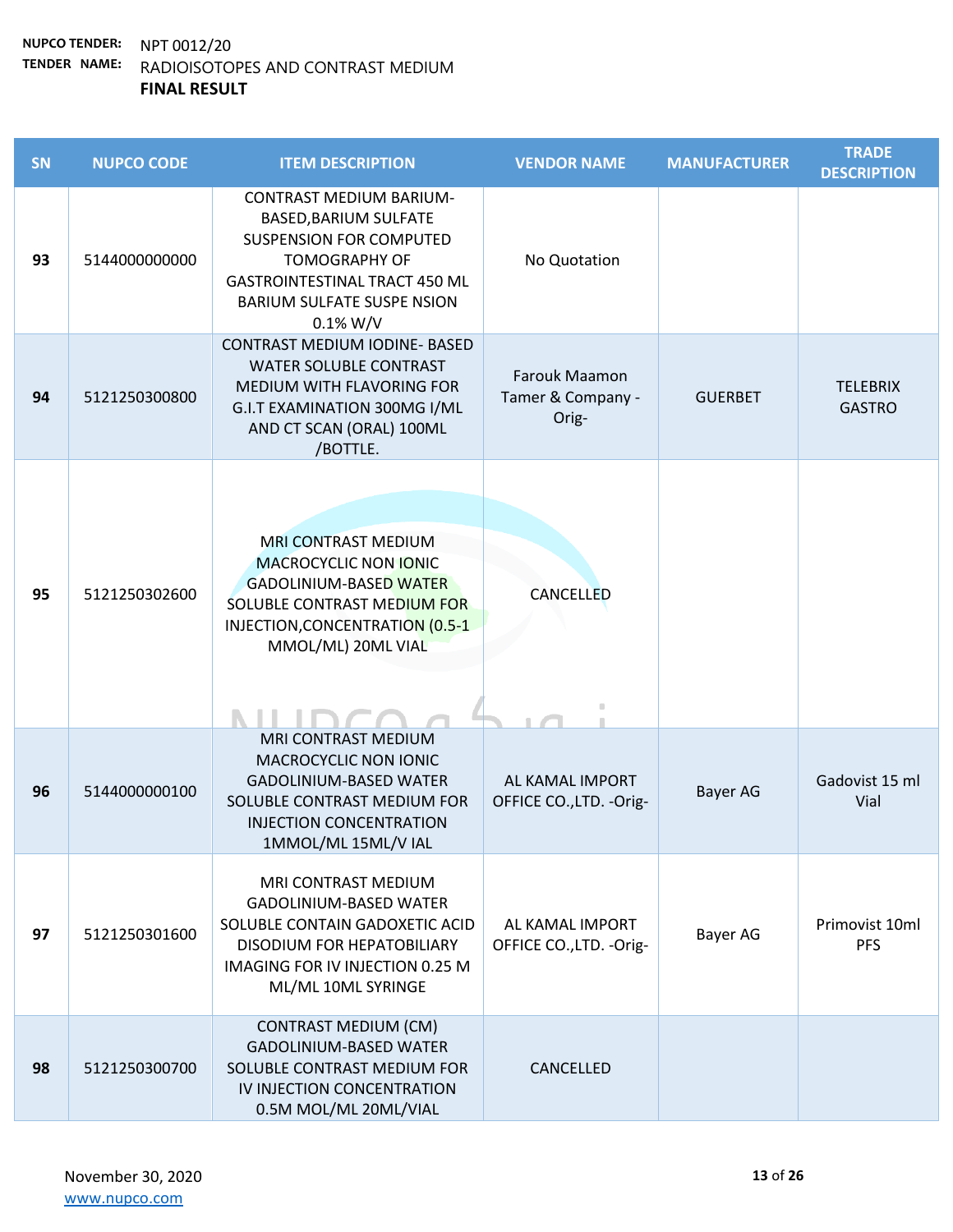**NUPCO TENDER:** NPT 0012/20
**TENDER NAME:** RADIOISOTOPES AND CONTRAST MEDIUM
**FINAL RESULT**

| SN | NUPCO CODE | ITEM DESCRIPTION | VENDOR NAME | MANUFACTURER | TRADE DESCRIPTION |
|---|---|---|---|---|---|
| 93 | 5144000000000 | CONTRAST MEDIUM BARIUM-BASED,BARIUM SULFATE SUSPENSION FOR COMPUTED TOMOGRAPHY OF GASTROINTESTINAL TRACT 450 ML BARIUM SULFATE SUSPE NSION 0.1% W/V | No Quotation | | |
| 94 | 5121250300800 | CONTRAST MEDIUM IODINE- BASED WATER SOLUBLE CONTRAST MEDIUM WITH FLAVORING FOR G.I.T EXAMINATION 300MG I/ML AND CT SCAN (ORAL) 100ML /BOTTLE. | Farouk Maamon Tamer & Company -Orig- | GUERBET | TELEBRIX GASTRO |
| 95 | 5121250302600 | MRI CONTRAST MEDIUM MACROCYCLIC NON IONIC GADOLINIUM-BASED WATER SOLUBLE CONTRAST MEDIUM FOR INJECTION,CONCENTRATION (0.5-1 MMOL/ML) 20ML VIAL | CANCELLED | | |
| 96 | 5144000000100 | MRI CONTRAST MEDIUM MACROCYCLIC NON IONIC GADOLINIUM-BASED WATER SOLUBLE CONTRAST MEDIUM FOR INJECTION CONCENTRATION 1MMOL/ML 15ML/V IAL | AL KAMAL IMPORT OFFICE CO.,LTD. -Orig- | Bayer AG | Gadovist 15 ml Vial |
| 97 | 5121250301600 | MRI CONTRAST MEDIUM GADOLINIUM-BASED WATER SOLUBLE CONTAIN GADOXETIC ACID DISODIUM FOR HEPATOBILIARY IMAGING FOR IV INJECTION 0.25 M ML/ML 10ML SYRINGE | AL KAMAL IMPORT OFFICE CO.,LTD. -Orig- | Bayer AG | Primovist 10ml PFS |
| 98 | 5121250300700 | CONTRAST MEDIUM (CM) GADOLINIUM-BASED WATER SOLUBLE CONTRAST MEDIUM FOR IV INJECTION CONCENTRATION 0.5M MOL/ML 20ML/VIAL | CANCELLED | | |

November 30, 2020
www.nupco.com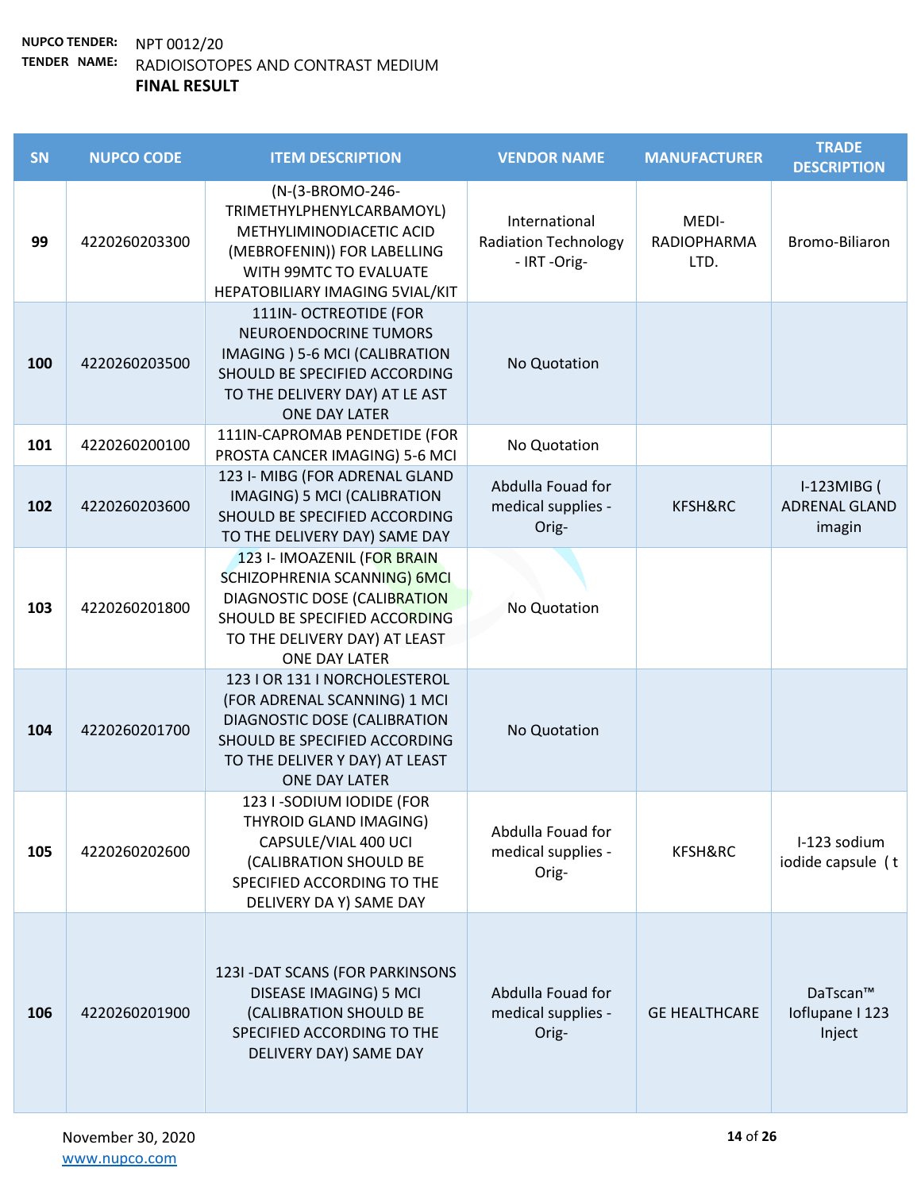**NUPCO TENDER:** NPT 0012/20

**TENDER NAME:** RADIOISOTOPES AND CONTRAST MEDIUM

**FINAL RESULT**

| SN | NUPCO CODE | ITEM DESCRIPTION | VENDOR NAME | MANUFACTURER | TRADE DESCRIPTION |
|---|---|---|---|---|---|
| 99 | 4220260203300 | (N-(3-BROMO-246-TRIMETHYLPHENYLCARBAMOYL) METHYLIMINODIACETIC ACID (MEBROFENIN)) FOR LABELLING WITH 99MTC TO EVALUATE HEPATOBILIARY IMAGING 5VIAL/KIT | International Radiation Technology - IRT -Orig- | MEDI-RADIOPHARMA LTD. | Bromo-Biliaron |
| 100 | 4220260203500 | 111IN- OCTREOTIDE (FOR NEUROENDOCRINE TUMORS IMAGING ) 5-6 MCI (CALIBRATION SHOULD BE SPECIFIED ACCORDING TO THE DELIVERY DAY) AT LE AST ONE DAY LATER | No Quotation | | |
| 101 | 4220260200100 | 111IN-CAPROMAB PENDETIDE (FOR PROSTA CANCER IMAGING) 5-6 MCI | No Quotation | | |
| 102 | 4220260203600 | 123 I- MIBG (FOR ADRENAL GLAND IMAGING) 5 MCI (CALIBRATION SHOULD BE SPECIFIED ACCORDING TO THE DELIVERY DAY) SAME DAY | Abdulla Fouad for medical supplies -Orig- | KFSH&RC | I-123MIBG ( ADRENAL GLAND imagin |
| 103 | 4220260201800 | 123 I- IMOAZENIL (FOR BRAIN SCHIZOPHRENIA SCANNING) 6MCI DIAGNOSTIC DOSE (CALIBRATION SHOULD BE SPECIFIED ACCORDING TO THE DELIVERY DAY) AT LEAST ONE DAY LATER | No Quotation | | |
| 104 | 4220260201700 | 123 I OR 131 I NORCHOLESTEROL (FOR ADRENAL SCANNING) 1 MCI DIAGNOSTIC DOSE (CALIBRATION SHOULD BE SPECIFIED ACCORDING TO THE DELIVER Y DAY) AT LEAST ONE DAY LATER | No Quotation | | |
| 105 | 4220260202600 | 123 I -SODIUM IODIDE (FOR THYROID GLAND IMAGING) CAPSULE/VIAL 400 UCI (CALIBRATION SHOULD BE SPECIFIED ACCORDING TO THE DELIVERY DA Y) SAME DAY | Abdulla Fouad for medical supplies -Orig- | KFSH&RC | I-123 sodium iodide capsule ( t |
| 106 | 4220260201900 | 123I -DAT SCANS (FOR PARKINSONS DISEASE IMAGING) 5 MCI (CALIBRATION SHOULD BE SPECIFIED ACCORDING TO THE DELIVERY DAY) SAME DAY | Abdulla Fouad for medical supplies -Orig- | GE HEALTHCARE | DaTscan™ Ioflupane I 123 Inject |

November 30, 2020

www.nupco.com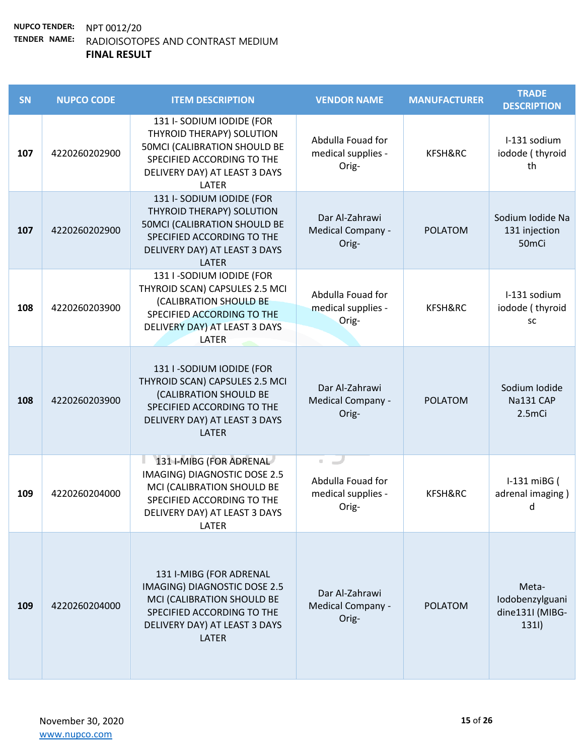**NUPCO TENDER:** NPT 0012/20

**TENDER NAME:** RADIOISOTOPES AND CONTRAST MEDIUM

**FINAL RESULT**

| SN | NUPCO CODE | ITEM DESCRIPTION | VENDOR NAME | MANUFACTURER | TRADE DESCRIPTION |
|---|---|---|---|---|---|
| 107 | 4220260202900 | 131 I- SODIUM IODIDE (FOR THYROID THERAPY) SOLUTION 50MCI (CALIBRATION SHOULD BE SPECIFIED ACCORDING TO THE DELIVERY DAY) AT LEAST 3 DAYS LATER | Abdulla Fouad for medical supplies - Orig- | KFSH&RC | I-131 sodium iodode ( thyroid th |
| 107 | 4220260202900 | 131 I- SODIUM IODIDE (FOR THYROID THERAPY) SOLUTION 50MCI (CALIBRATION SHOULD BE SPECIFIED ACCORDING TO THE DELIVERY DAY) AT LEAST 3 DAYS LATER | Dar Al-Zahrawi Medical Company - Orig- | POLATOM | Sodium Iodide Na 131 injection 50mCi |
| 108 | 4220260203900 | 131 I -SODIUM IODIDE (FOR THYROID SCAN) CAPSULES 2.5 MCI (CALIBRATION SHOULD BE SPECIFIED ACCORDING TO THE DELIVERY DAY) AT LEAST 3 DAYS LATER | Abdulla Fouad for medical supplies - Orig- | KFSH&RC | I-131 sodium iodode ( thyroid sc |
| 108 | 4220260203900 | 131 I -SODIUM IODIDE (FOR THYROID SCAN) CAPSULES 2.5 MCI (CALIBRATION SHOULD BE SPECIFIED ACCORDING TO THE DELIVERY DAY) AT LEAST 3 DAYS LATER | Dar Al-Zahrawi Medical Company - Orig- | POLATOM | Sodium Iodide Na131 CAP 2.5mCi |
| 109 | 4220260204000 | 131 I-MIBG (FOR ADRENAL IMAGING) DIAGNOSTIC DOSE 2.5 MCI (CALIBRATION SHOULD BE SPECIFIED ACCORDING TO THE DELIVERY DAY) AT LEAST 3 DAYS LATER | Abdulla Fouad for medical supplies - Orig- | KFSH&RC | I-131 miBG ( adrenal imaging ) d |
| 109 | 4220260204000 | 131 I-MIBG (FOR ADRENAL IMAGING) DIAGNOSTIC DOSE 2.5 MCI (CALIBRATION SHOULD BE SPECIFIED ACCORDING TO THE DELIVERY DAY) AT LEAST 3 DAYS LATER | Dar Al-Zahrawi Medical Company - Orig- | POLATOM | Meta-Iodobenzylguanidine131I (MIBG-131I) |

November 30, 2020

www.nupco.com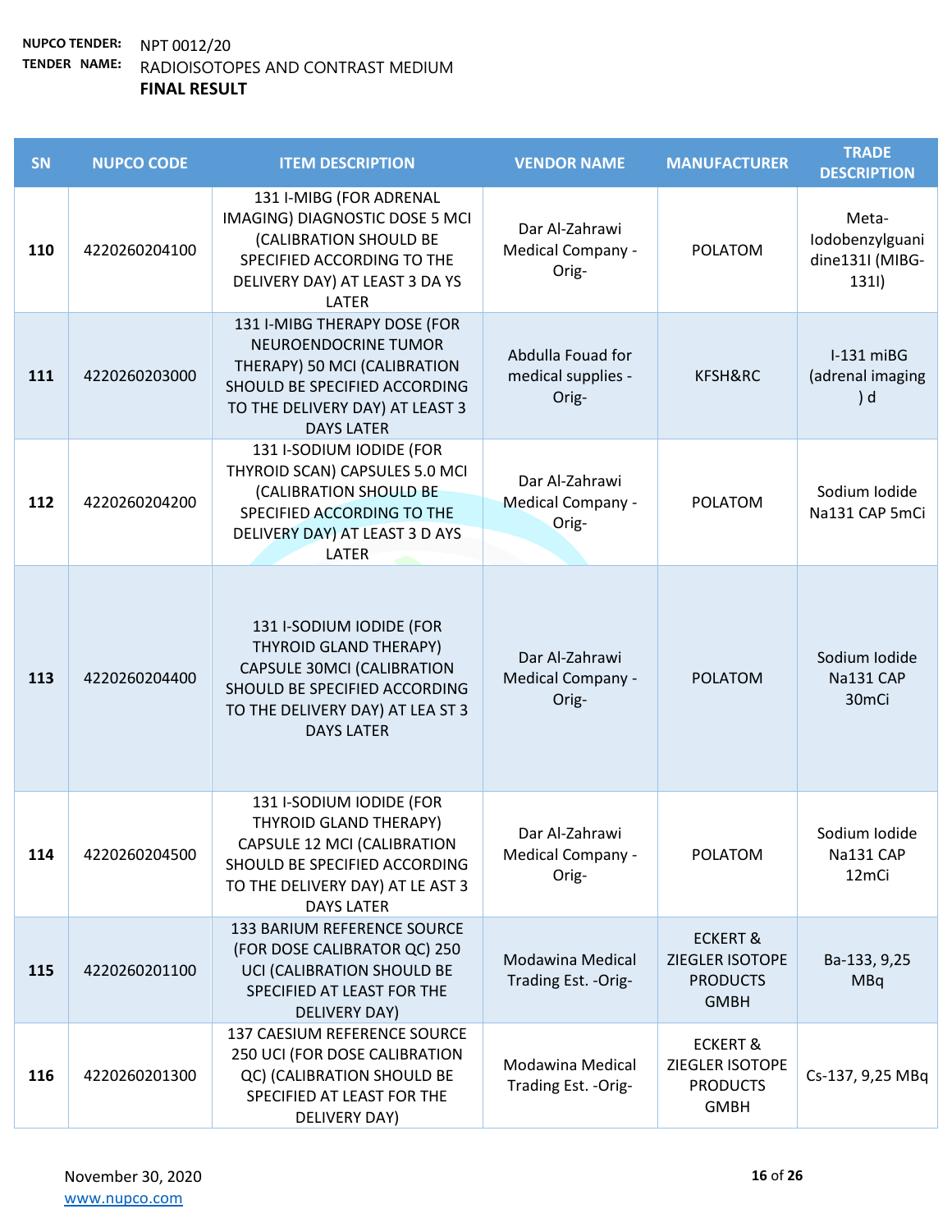**NUPCO TENDER:** NPT 0012/20

**TENDER NAME:** RADIOISOTOPES AND CONTRAST MEDIUM

**FINAL RESULT**

| SN | NUPCO CODE | ITEM DESCRIPTION | VENDOR NAME | MANUFACTURER | TRADE DESCRIPTION |
|---|---|---|---|---|---|
| 110 | 4220260204100 | 131 I-MIBG (FOR ADRENAL IMAGING) DIAGNOSTIC DOSE 5 MCI (CALIBRATION SHOULD BE SPECIFIED ACCORDING TO THE DELIVERY DAY) AT LEAST 3 DA YS LATER | Dar Al-Zahrawi Medical Company -Orig- | POLATOM | Meta-Iodobenzylguanidine131I (MIBG-131I) |
| 111 | 4220260203000 | 131 I-MIBG THERAPY DOSE (FOR NEUROENDOCRINE TUMOR THERAPY) 50 MCI (CALIBRATION SHOULD BE SPECIFIED ACCORDING TO THE DELIVERY DAY) AT LEAST 3 DAYS LATER | Abdulla Fouad for medical supplies -Orig- | KFSH&RC | I-131 miBG (adrenal imaging ) d |
| 112 | 4220260204200 | 131 I-SODIUM IODIDE (FOR THYROID SCAN) CAPSULES 5.0 MCI (CALIBRATION SHOULD BE SPECIFIED ACCORDING TO THE DELIVERY DAY) AT LEAST 3 D AYS LATER | Dar Al-Zahrawi Medical Company -Orig- | POLATOM | Sodium Iodide Na131 CAP 5mCi |
| 113 | 4220260204400 | 131 I-SODIUM IODIDE (FOR THYROID GLAND THERAPY) CAPSULE 30MCI (CALIBRATION SHOULD BE SPECIFIED ACCORDING TO THE DELIVERY DAY) AT LEA ST 3 DAYS LATER | Dar Al-Zahrawi Medical Company -Orig- | POLATOM | Sodium Iodide Na131 CAP 30mCi |
| 114 | 4220260204500 | 131 I-SODIUM IODIDE (FOR THYROID GLAND THERAPY) CAPSULE 12 MCI (CALIBRATION SHOULD BE SPECIFIED ACCORDING TO THE DELIVERY DAY) AT LE AST 3 DAYS LATER | Dar Al-Zahrawi Medical Company -Orig- | POLATOM | Sodium Iodide Na131 CAP 12mCi |
| 115 | 4220260201100 | 133 BARIUM REFERENCE SOURCE (FOR DOSE CALIBRATOR QC) 250 UCI (CALIBRATION SHOULD BE SPECIFIED AT LEAST FOR THE DELIVERY DAY) | Modawina Medical Trading Est. -Orig- | ECKERT & ZIEGLER ISOTOPE PRODUCTS GMBH | Ba-133, 9,25 MBq |
| 116 | 4220260201300 | 137 CAESIUM REFERENCE SOURCE 250 UCI (FOR DOSE CALIBRATION QC) (CALIBRATION SHOULD BE SPECIFIED AT LEAST FOR THE DELIVERY DAY) | Modawina Medical Trading Est. -Orig- | ECKERT & ZIEGLER ISOTOPE PRODUCTS GMBH | Cs-137, 9,25 MBq |

November 30, 2020

www.nupco.com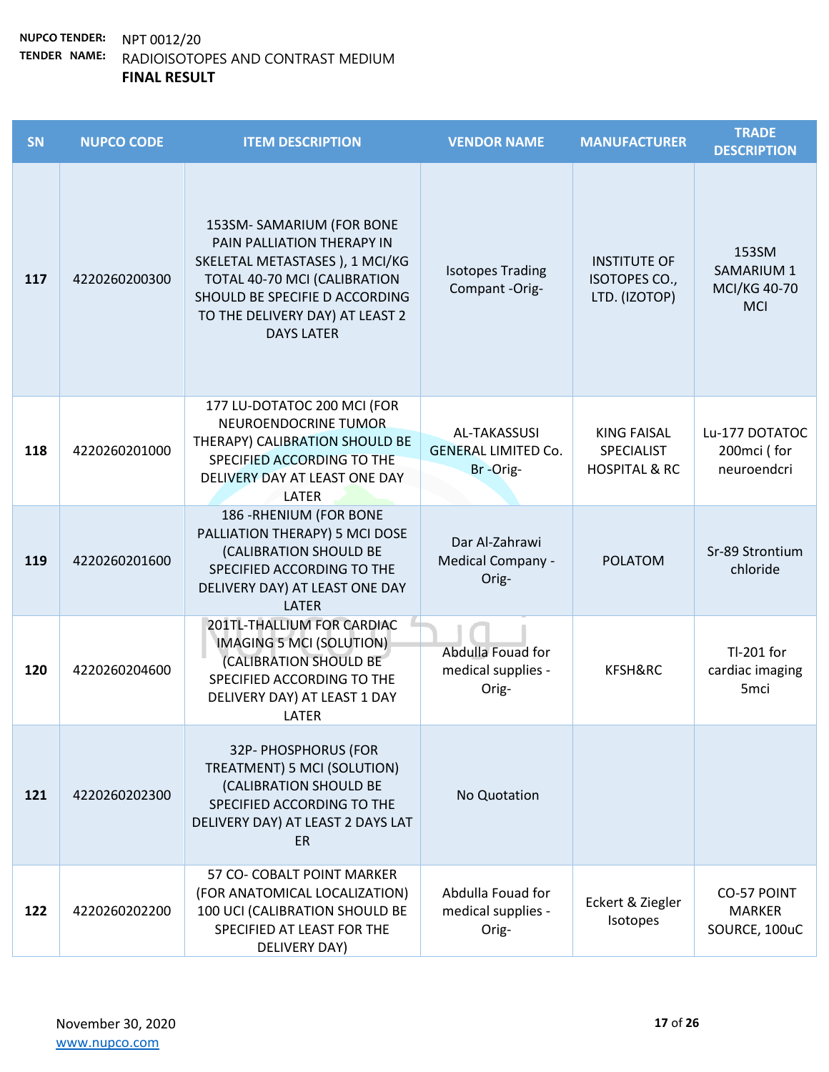**NUPCO TENDER:** NPT 0012/20
**TENDER NAME:** RADIOISOTOPES AND CONTRAST MEDIUM
**FINAL RESULT**

| SN | NUPCO CODE | ITEM DESCRIPTION | VENDOR NAME | MANUFACTURER | TRADE DESCRIPTION |
|---|---|---|---|---|---|
| 117 | 4220260200300 | 153SM- SAMARIUM (FOR BONE PAIN PALLIATION THERAPY IN SKELETAL METASTASES ), 1 MCI/KG TOTAL 40-70 MCI (CALIBRATION SHOULD BE SPECIFIE D ACCORDING TO THE DELIVERY DAY) AT LEAST 2 DAYS LATER | Isotopes Trading Compant -Orig- | INSTITUTE OF ISOTOPES CO., LTD. (IZOTOP) | 153SM SAMARIUM 1 MCI/KG 40-70 MCI |
| 118 | 4220260201000 | 177 LU-DOTATOC 200 MCI (FOR NEUROENDOCRINE TUMOR THERAPY) CALIBRATION SHOULD BE SPECIFIED ACCORDING TO THE DELIVERY DAY AT LEAST ONE DAY LATER | AL-TAKASSUSI GENERAL LIMITED Co. Br -Orig- | KING FAISAL SPECIALIST HOSPITAL & RC | Lu-177 DOTATOC 200mci ( for neuroendcri |
| 119 | 4220260201600 | 186 -RHENIUM (FOR BONE PALLIATION THERAPY) 5 MCI DOSE (CALIBRATION SHOULD BE SPECIFIED ACCORDING TO THE DELIVERY DAY) AT LEAST ONE DAY LATER | Dar Al-Zahrawi Medical Company -Orig- | POLATOM | Sr-89 Strontium chloride |
| 120 | 4220260204600 | 201TL-THALLIUM FOR CARDIAC IMAGING 5 MCI (SOLUTION) (CALIBRATION SHOULD BE SPECIFIED ACCORDING TO THE DELIVERY DAY) AT LEAST 1 DAY LATER | Abdulla Fouad for medical supplies -Orig- | KFSH&RC | Tl-201 for cardiac imaging 5mci |
| 121 | 4220260202300 | 32P- PHOSPHORUS (FOR TREATMENT) 5 MCI (SOLUTION) (CALIBRATION SHOULD BE SPECIFIED ACCORDING TO THE DELIVERY DAY) AT LEAST 2 DAYS LAT ER | No Quotation | | |
| 122 | 4220260202200 | 57 CO- COBALT POINT MARKER (FOR ANATOMICAL LOCALIZATION) 100 UCI (CALIBRATION SHOULD BE SPECIFIED AT LEAST FOR THE DELIVERY DAY) | Abdulla Fouad for medical supplies -Orig- | Eckert & Ziegler Isotopes | CO-57 POINT MARKER SOURCE, 100uC |

November 30, 2020
www.nupco.com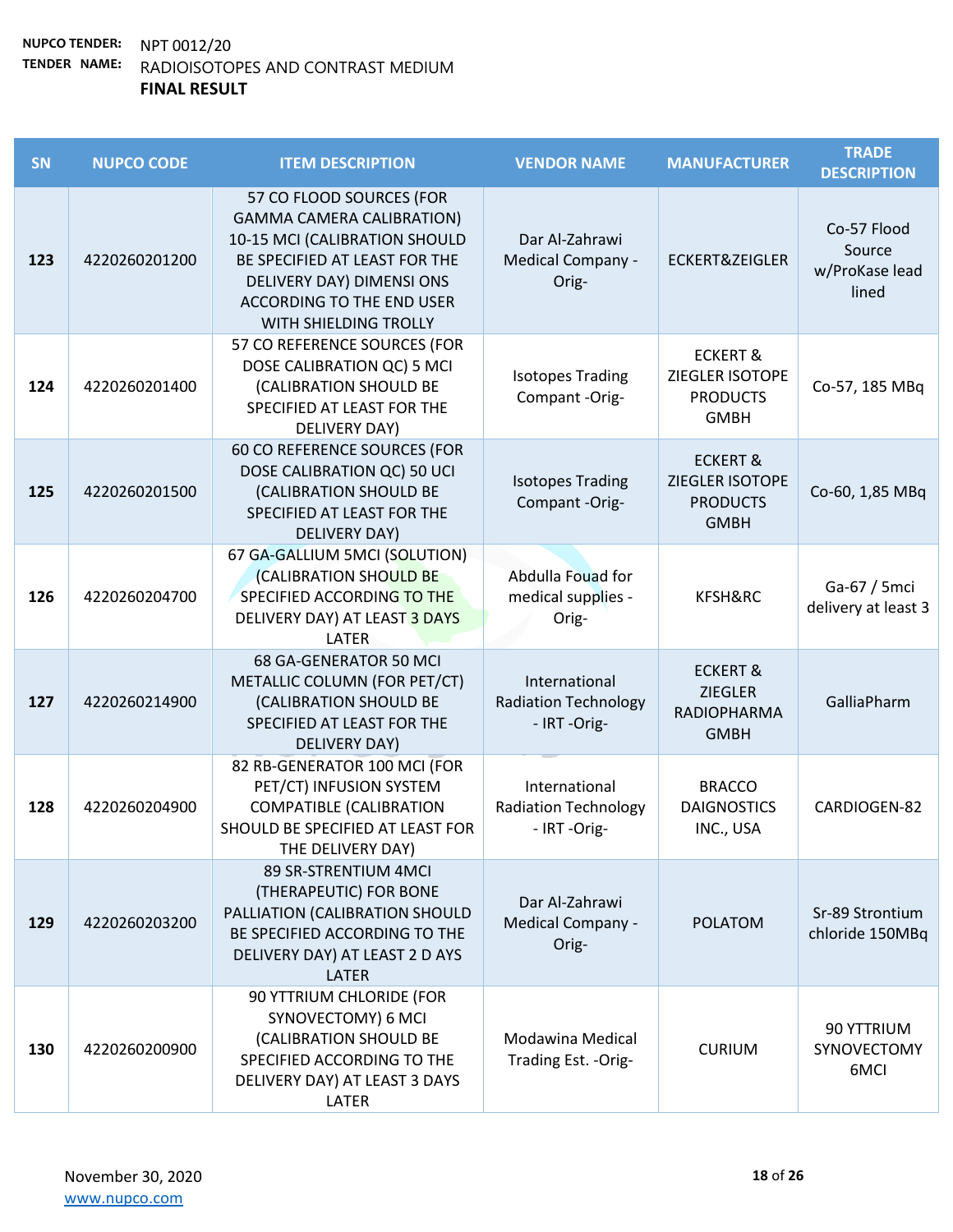**NUPCO TENDER:** NPT 0012/20

**TENDER NAME:** RADIOISOTOPES AND CONTRAST MEDIUM

**FINAL RESULT**

| SN | NUPCO CODE | ITEM DESCRIPTION | VENDOR NAME | MANUFACTURER | TRADE DESCRIPTION |
|---|---|---|---|---|---|
| 123 | 4220260201200 | 57 CO FLOOD SOURCES (FOR GAMMA CAMERA CALIBRATION) 10-15 MCI (CALIBRATION SHOULD BE SPECIFIED AT LEAST FOR THE DELIVERY DAY) DIMENSI ONS ACCORDING TO THE END USER WITH SHIELDING TROLLY | Dar Al-Zahrawi Medical Company -Orig- | ECKERT&ZEIGLER | Co-57 Flood Source w/ProKase lead lined |
| 124 | 4220260201400 | 57 CO REFERENCE SOURCES (FOR DOSE CALIBRATION QC) 5 MCI (CALIBRATION SHOULD BE SPECIFIED AT LEAST FOR THE DELIVERY DAY) | Isotopes Trading Compant -Orig- | ECKERT & ZIEGLER ISOTOPE PRODUCTS GMBH | Co-57, 185 MBq |
| 125 | 4220260201500 | 60 CO REFERENCE SOURCES (FOR DOSE CALIBRATION QC) 50 UCI (CALIBRATION SHOULD BE SPECIFIED AT LEAST FOR THE DELIVERY DAY) | Isotopes Trading Compant -Orig- | ECKERT & ZIEGLER ISOTOPE PRODUCTS GMBH | Co-60, 1,85 MBq |
| 126 | 4220260204700 | 67 GA-GALLIUM 5MCI (SOLUTION) (CALIBRATION SHOULD BE SPECIFIED ACCORDING TO THE DELIVERY DAY) AT LEAST 3 DAYS LATER | Abdulla Fouad for medical supplies -Orig- | KFSH&RC | Ga-67 / 5mci delivery at least 3 |
| 127 | 4220260214900 | 68 GA-GENERATOR 50 MCI METALLIC COLUMN (FOR PET/CT) (CALIBRATION SHOULD BE SPECIFIED AT LEAST FOR THE DELIVERY DAY) | International Radiation Technology - IRT -Orig- | ECKERT & ZIEGLER RADIOPHARMA GMBH | GalliaPharm |
| 128 | 4220260204900 | 82 RB-GENERATOR 100 MCI (FOR PET/CT) INFUSION SYSTEM COMPATIBLE (CALIBRATION SHOULD BE SPECIFIED AT LEAST FOR THE DELIVERY DAY) | International Radiation Technology - IRT -Orig- | BRACCO DAIGNOSTICS INC., USA | CARDIOGEN-82 |
| 129 | 4220260203200 | 89 SR-STRENTIUM 4MCI (THERAPEUTIC) FOR BONE PALLIATION (CALIBRATION SHOULD BE SPECIFIED ACCORDING TO THE DELIVERY DAY) AT LEAST 2 D AYS LATER | Dar Al-Zahrawi Medical Company -Orig- | POLATOM | Sr-89 Strontium chloride 150MBq |
| 130 | 4220260200900 | 90 YTTRIUM CHLORIDE (FOR SYNOVECTOMY) 6 MCI (CALIBRATION SHOULD BE SPECIFIED ACCORDING TO THE DELIVERY DAY) AT LEAST 3 DAYS LATER | Modawina Medical Trading Est. -Orig- | CURIUM | 90 YTTRIUM SYNOVECTOMY 6MCI |

November 30, 2020

www.nupco.com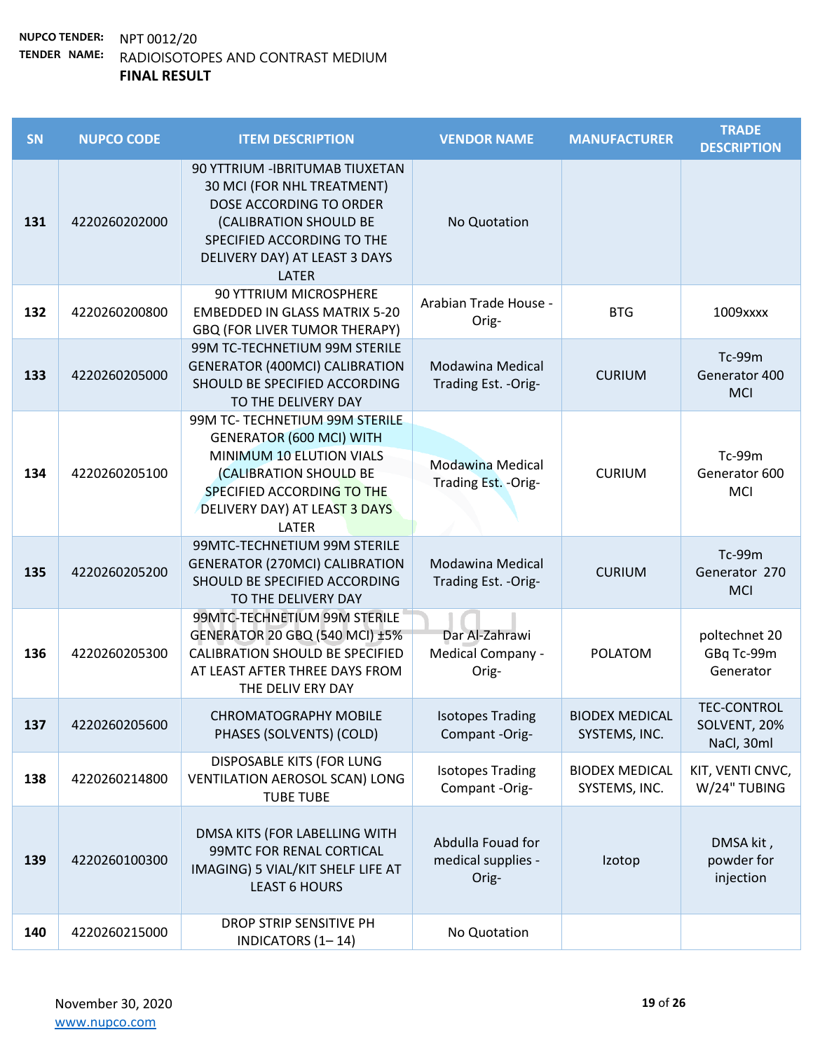**NUPCO TENDER:** NPT 0012/20

**TENDER NAME:** RADIOISOTOPES AND CONTRAST MEDIUM

**FINAL RESULT**

| SN | NUPCO CODE | ITEM DESCRIPTION | VENDOR NAME | MANUFACTURER | TRADE DESCRIPTION |
|---|---|---|---|---|---|
| 131 | 4220260202000 | 90 YTTRIUM -IBRITUMAB TIUXETAN 30 MCI (FOR NHL TREATMENT) DOSE ACCORDING TO ORDER (CALIBRATION SHOULD BE SPECIFIED ACCORDING TO THE DELIVERY DAY) AT LEAST 3 DAYS LATER | No Quotation | | |
| 132 | 4220260200800 | 90 YTTRIUM MICROSPHERE EMBEDDED IN GLASS MATRIX 5-20 GBQ (FOR LIVER TUMOR THERAPY) | Arabian Trade House -Orig- | BTG | 1009xxxx |
| 133 | 4220260205000 | 99M TC-TECHNETIUM 99M STERILE GENERATOR (400MCI) CALIBRATION SHOULD BE SPECIFIED ACCORDING TO THE DELIVERY DAY | Modawina Medical Trading Est. -Orig- | CURIUM | Tc-99m Generator 400 MCI |
| 134 | 4220260205100 | 99M TC- TECHNETIUM 99M STERILE GENERATOR (600 MCI) WITH MINIMUM 10 ELUTION VIALS (CALIBRATION SHOULD BE SPECIFIED ACCORDING TO THE DELIVERY DAY) AT LEAST 3 DAYS LATER | Modawina Medical Trading Est. -Orig- | CURIUM | Tc-99m Generator 600 MCI |
| 135 | 4220260205200 | 99MTC-TECHNETIUM 99M STERILE GENERATOR (270MCI) CALIBRATION SHOULD BE SPECIFIED ACCORDING TO THE DELIVERY DAY | Modawina Medical Trading Est. -Orig- | CURIUM | Tc-99m Generator 270 MCI |
| 136 | 4220260205300 | 99MTC-TECHNETIUM 99M STERILE GENERATOR 20 GBQ (540 MCI) ±5% CALIBRATION SHOULD BE SPECIFIED AT LEAST AFTER THREE DAYS FROM THE DELIV ERY DAY | Dar Al-Zahrawi Medical Company -Orig- | POLATOM | poltechnet 20 GBq Tc-99m Generator |
| 137 | 4220260205600 | CHROMATOGRAPHY MOBILE PHASES (SOLVENTS) (COLD) | Isotopes Trading Compant -Orig- | BIODEX MEDICAL SYSTEMS, INC. | TEC-CONTROL SOLVENT, 20% NaCl, 30ml |
| 138 | 4220260214800 | DISPOSABLE KITS (FOR LUNG VENTILATION AEROSOL SCAN) LONG TUBE TUBE | Isotopes Trading Compant -Orig- | BIODEX MEDICAL SYSTEMS, INC. | KIT, VENTI CNVC, W/24" TUBING |
| 139 | 4220260100300 | DMSA KITS (FOR LABELLING WITH 99MTC FOR RENAL CORTICAL IMAGING) 5 VIAL/KIT SHELF LIFE AT LEAST 6 HOURS | Abdulla Fouad for medical supplies -Orig- | Izotop | DMSA kit , powder for injection |
| 140 | 4220260215000 | DROP STRIP SENSITIVE PH INDICATORS (1– 14) | No Quotation | | |

November 30, 2020

www.nupco.com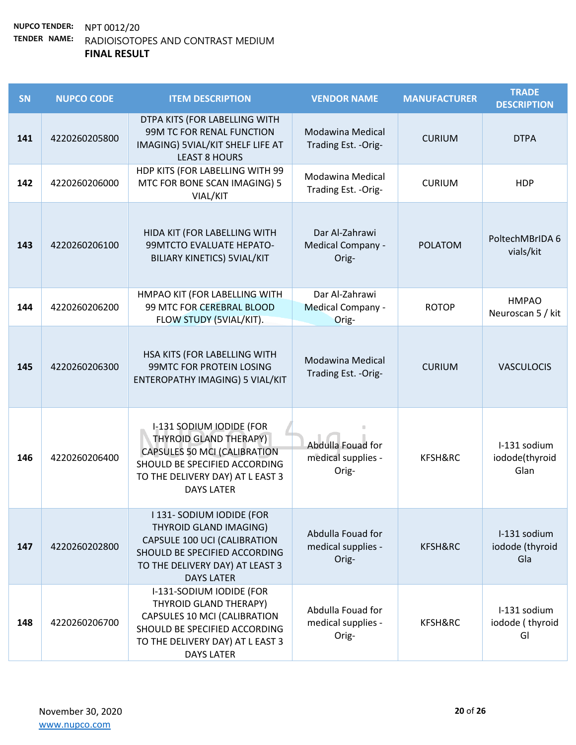**NUPCO TENDER:** NPT 0012/20
**TENDER NAME:** RADIOISOTOPES AND CONTRAST MEDIUM
**FINAL RESULT**

| SN | NUPCO CODE | ITEM DESCRIPTION | VENDOR NAME | MANUFACTURER | TRADE DESCRIPTION |
|---|---|---|---|---|---|
| 141 | 4220260205800 | DTPA KITS (FOR LABELLING WITH 99M TC FOR RENAL FUNCTION IMAGING) 5VIAL/KIT SHELF LIFE AT LEAST 8 HOURS | Modawina Medical Trading Est. -Orig- | CURIUM | DTPA |
| 142 | 4220260206000 | HDP KITS (FOR LABELLING WITH 99 MTC FOR BONE SCAN IMAGING) 5 VIAL/KIT | Modawina Medical Trading Est. -Orig- | CURIUM | HDP |
| 143 | 4220260206100 | HIDA KIT (FOR LABELLING WITH 99MTCTO EVALUATE HEPATO-BILIARY KINETICS) 5VIAL/KIT | Dar Al-Zahrawi Medical Company -Orig- | POLATOM | PoltechMBrIDA 6 vials/kit |
| 144 | 4220260206200 | HMPAO KIT (FOR LABELLING WITH 99 MTC FOR CEREBRAL BLOOD FLOW STUDY (5VIAL/KIT). | Dar Al-Zahrawi Medical Company -Orig- | ROTOP | HMPAO Neuroscan 5 / kit |
| 145 | 4220260206300 | HSA KITS (FOR LABELLING WITH 99MTC FOR PROTEIN LOSING ENTEROPATHY IMAGING) 5 VIAL/KIT | Modawina Medical Trading Est. -Orig- | CURIUM | VASCULOCIS |
| 146 | 4220260206400 | I-131 SODIUM IODIDE (FOR THYROID GLAND THERAPY) CAPSULES 50 MCI (CALIBRATION SHOULD BE SPECIFIED ACCORDING TO THE DELIVERY DAY) AT L EAST 3 DAYS LATER | Abdulla Fouad for medical supplies -Orig- | KFSH&RC | I-131 sodium iodode(thyroid Glan |
| 147 | 4220260202800 | I 131- SODIUM IODIDE (FOR THYROID GLAND IMAGING) CAPSULE 100 UCI (CALIBRATION SHOULD BE SPECIFIED ACCORDING TO THE DELIVERY DAY) AT LEAST 3 DAYS LATER | Abdulla Fouad for medical supplies -Orig- | KFSH&RC | I-131 sodium iodode (thyroid Gla |
| 148 | 4220260206700 | I-131-SODIUM IODIDE (FOR THYROID GLAND THERAPY) CAPSULES 10 MCI (CALIBRATION SHOULD BE SPECIFIED ACCORDING TO THE DELIVERY DAY) AT L EAST 3 DAYS LATER | Abdulla Fouad for medical supplies -Orig- | KFSH&RC | I-131 sodium iodode ( thyroid Gl |

November 30, 2020
www.nupco.com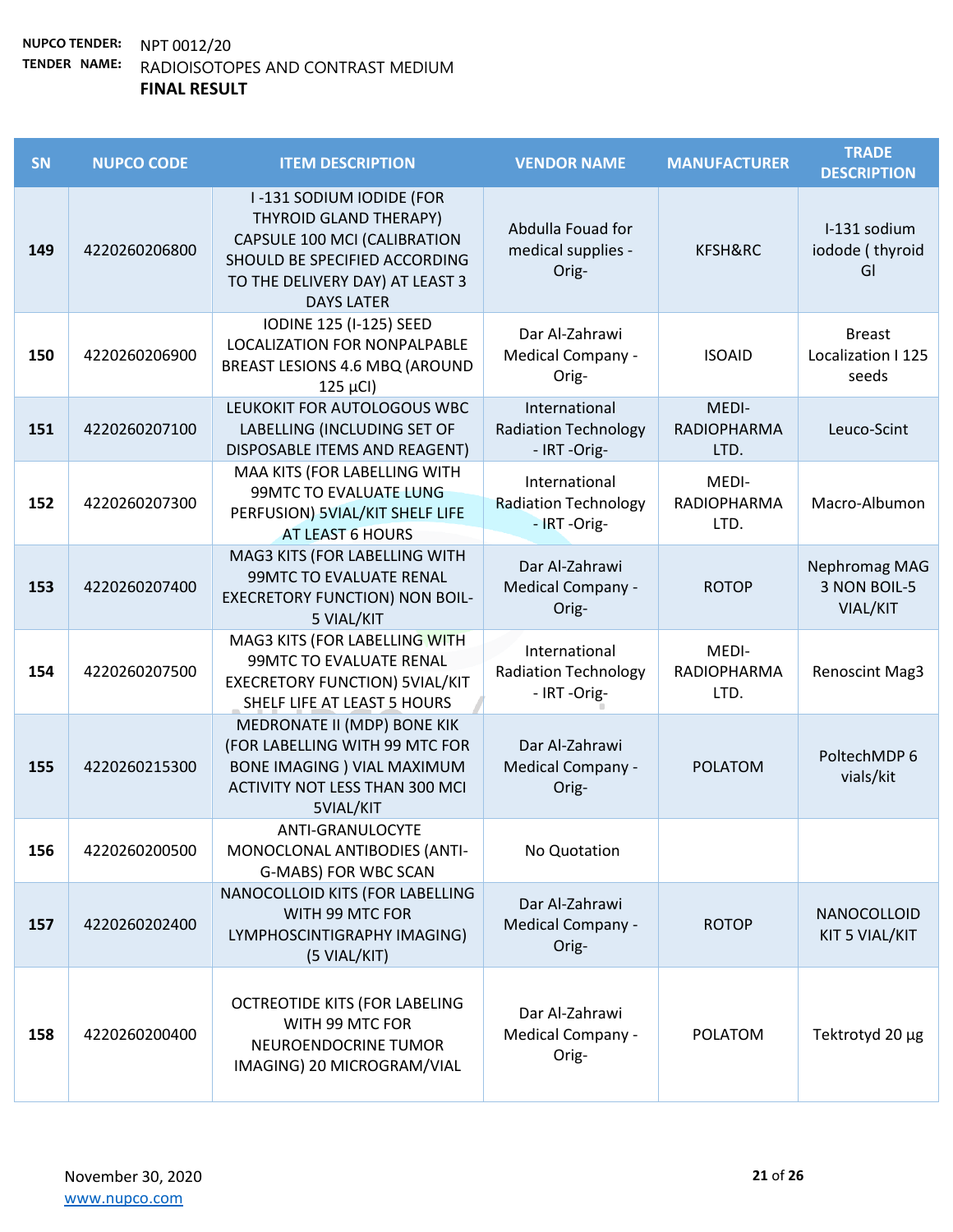**NUPCO TENDER:** NPT 0012/20

**TENDER NAME:** RADIOISOTOPES AND CONTRAST MEDIUM

**FINAL RESULT**

| SN | NUPCO CODE | ITEM DESCRIPTION | VENDOR NAME | MANUFACTURER | TRADE DESCRIPTION |
|---|---|---|---|---|---|
| 149 | 4220260206800 | I -131 SODIUM IODIDE (FOR THYROID GLAND THERAPY) CAPSULE 100 MCI (CALIBRATION SHOULD BE SPECIFIED ACCORDING TO THE DELIVERY DAY) AT LEAST 3 DAYS LATER | Abdulla Fouad for medical supplies - Orig- | KFSH&RC | I-131 sodium iodode ( thyroid GI |
| 150 | 4220260206900 | IODINE 125 (I-125) SEED LOCALIZATION FOR NONPALPABLE BREAST LESIONS 4.6 MBQ (AROUND 125 µCI) | Dar Al-Zahrawi Medical Company - Orig- | ISOAID | Breast Localization I 125 seeds |
| 151 | 4220260207100 | LEUKOKIT FOR AUTOLOGOUS WBC LABELLING (INCLUDING SET OF DISPOSABLE ITEMS AND REAGENT) | International Radiation Technology - IRT -Orig- | MEDI-RADIOPHARMA LTD. | Leuco-Scint |
| 152 | 4220260207300 | MAA KITS (FOR LABELLING WITH 99MTC TO EVALUATE LUNG PERFUSION) 5VIAL/KIT SHELF LIFE AT LEAST 6 HOURS | International Radiation Technology - IRT -Orig- | MEDI-RADIOPHARMA LTD. | Macro-Albumon |
| 153 | 4220260207400 | MAG3 KITS (FOR LABELLING WITH 99MTC TO EVALUATE RENAL EXECRETORY FUNCTION) NON BOIL-5 VIAL/KIT | Dar Al-Zahrawi Medical Company - Orig- | ROTOP | Nephromag MAG 3 NON BOIL-5 VIAL/KIT |
| 154 | 4220260207500 | MAG3 KITS (FOR LABELLING WITH 99MTC TO EVALUATE RENAL EXECRETORY FUNCTION) 5VIAL/KIT SHELF LIFE AT LEAST 5 HOURS | International Radiation Technology - IRT -Orig- | MEDI-RADIOPHARMA LTD. | Renoscint Mag3 |
| 155 | 4220260215300 | MEDRONATE II (MDP) BONE KIK (FOR LABELLING WITH 99 MTC FOR BONE IMAGING ) VIAL MAXIMUM ACTIVITY NOT LESS THAN 300 MCI 5VIAL/KIT | Dar Al-Zahrawi Medical Company - Orig- | POLATOM | PoltechMDP 6 vials/kit |
| 156 | 4220260200500 | ANTI-GRANULOCYTE MONOCLONAL ANTIBODIES (ANTI-G-MABS) FOR WBC SCAN | No Quotation | | |
| 157 | 4220260202400 | NANOCOLLOID KITS (FOR LABELLING WITH 99 MTC FOR LYMPHOSCINTIGRAPHY IMAGING) (5 VIAL/KIT) | Dar Al-Zahrawi Medical Company - Orig- | ROTOP | NANOCOLLOID KIT 5 VIAL/KIT |
| 158 | 4220260200400 | OCTREOTIDE KITS (FOR LABELING WITH 99 MTC FOR NEUROENDOCRINE TUMOR IMAGING) 20 MICROGRAM/VIAL | Dar Al-Zahrawi Medical Company - Orig- | POLATOM | Tektrotyd 20 µg |

November 30, 2020

www.nupco.com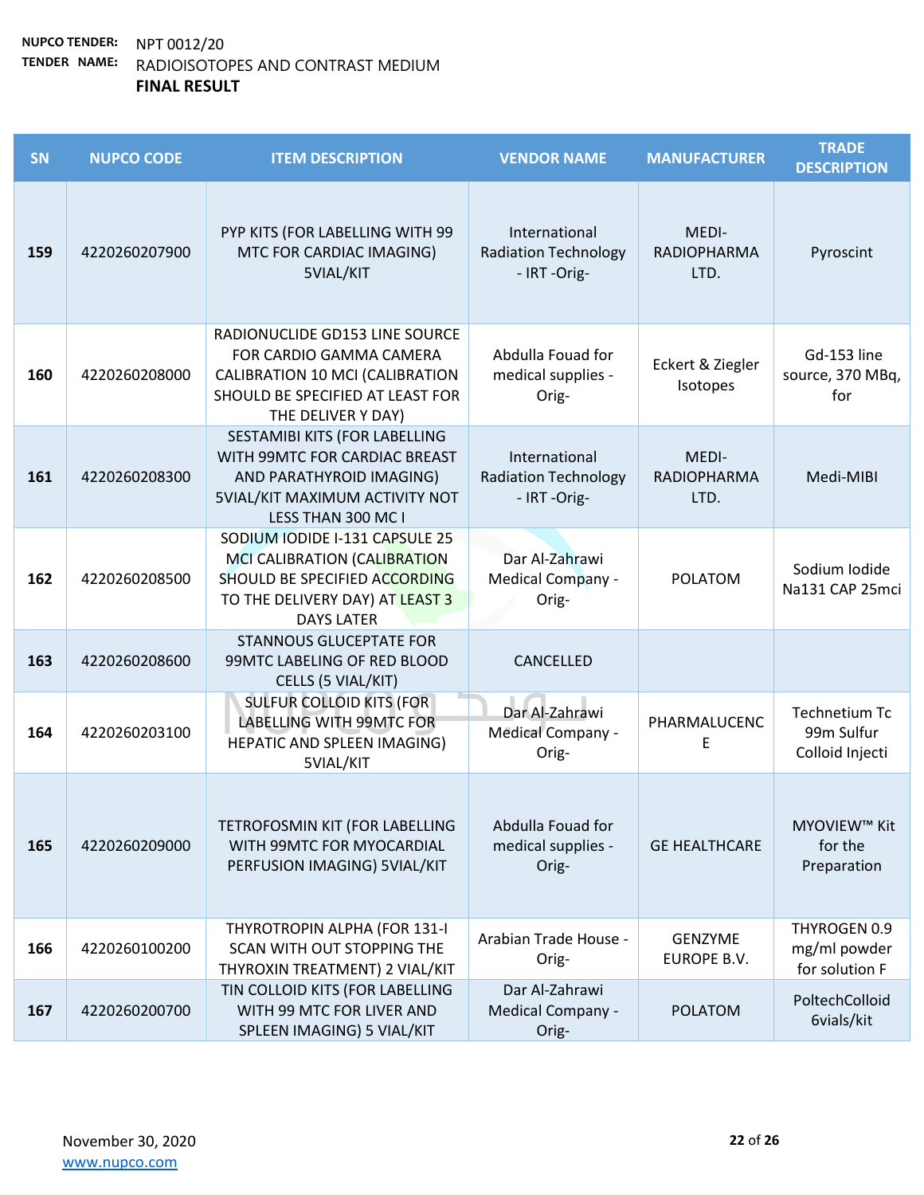**NUPCO TENDER:** NPT 0012/20

**TENDER NAME:** RADIOISOTOPES AND CONTRAST MEDIUM

**FINAL RESULT**

| SN | NUPCO CODE | ITEM DESCRIPTION | VENDOR NAME | MANUFACTURER | TRADE DESCRIPTION |
|---|---|---|---|---|---|
| 159 | 4220260207900 | PYP KITS (FOR LABELLING WITH 99 MTC FOR CARDIAC IMAGING) 5VIAL/KIT | International Radiation Technology - IRT -Orig- | MEDI-RADIOPHARMA LTD. | Pyroscint |
| 160 | 4220260208000 | RADIONUCLIDE GD153 LINE SOURCE FOR CARDIO GAMMA CAMERA CALIBRATION 10 MCI (CALIBRATION SHOULD BE SPECIFIED AT LEAST FOR THE DELIVER Y DAY) | Abdulla Fouad for medical supplies -Orig- | Eckert & Ziegler Isotopes | Gd-153 line source, 370 MBq, for |
| 161 | 4220260208300 | SESTAMIBI KITS (FOR LABELLING WITH 99MTC FOR CARDIAC BREAST AND PARATHYROID IMAGING) 5VIAL/KIT MAXIMUM ACTIVITY NOT LESS THAN 300 MC I | International Radiation Technology - IRT -Orig- | MEDI-RADIOPHARMA LTD. | Medi-MIBI |
| 162 | 4220260208500 | SODIUM IODIDE I-131 CAPSULE 25 MCI CALIBRATION (CALIBRATION SHOULD BE SPECIFIED ACCORDING TO THE DELIVERY DAY) AT LEAST 3 DAYS LATER | Dar Al-Zahrawi Medical Company -Orig- | POLATOM | Sodium Iodide Na131 CAP 25mci |
| 163 | 4220260208600 | STANNOUS GLUCEPTATE FOR 99MTC LABELING OF RED BLOOD CELLS (5 VIAL/KIT) | CANCELLED | | |
| 164 | 4220260203100 | SULFUR COLLOID KITS (FOR LABELLING WITH 99MTC FOR HEPATIC AND SPLEEN IMAGING) 5VIAL/KIT | Dar Al-Zahrawi Medical Company -Orig- | PHARMALUCENCE | Technetium Tc 99m Sulfur Colloid Injecti |
| 165 | 4220260209000 | TETROFOSMIN KIT (FOR LABELLING WITH 99MTC FOR MYOCARDIAL PERFUSION IMAGING) 5VIAL/KIT | Abdulla Fouad for medical supplies -Orig- | GE HEALTHCARE | MYOVIEW™ Kit for the Preparation |
| 166 | 4220260100200 | THYROTROPIN ALPHA (FOR 131-I SCAN WITH OUT STOPPING THE THYROXIN TREATMENT) 2 VIAL/KIT | Arabian Trade House -Orig- | GENZYME EUROPE B.V. | THYROGEN 0.9 mg/ml powder for solution F |
| 167 | 4220260200700 | TIN COLLOID KITS (FOR LABELLING WITH 99 MTC FOR LIVER AND SPLEEN IMAGING) 5 VIAL/KIT | Dar Al-Zahrawi Medical Company -Orig- | POLATOM | PoltechColloid 6vials/kit |

November 30, 2020

www.nupco.com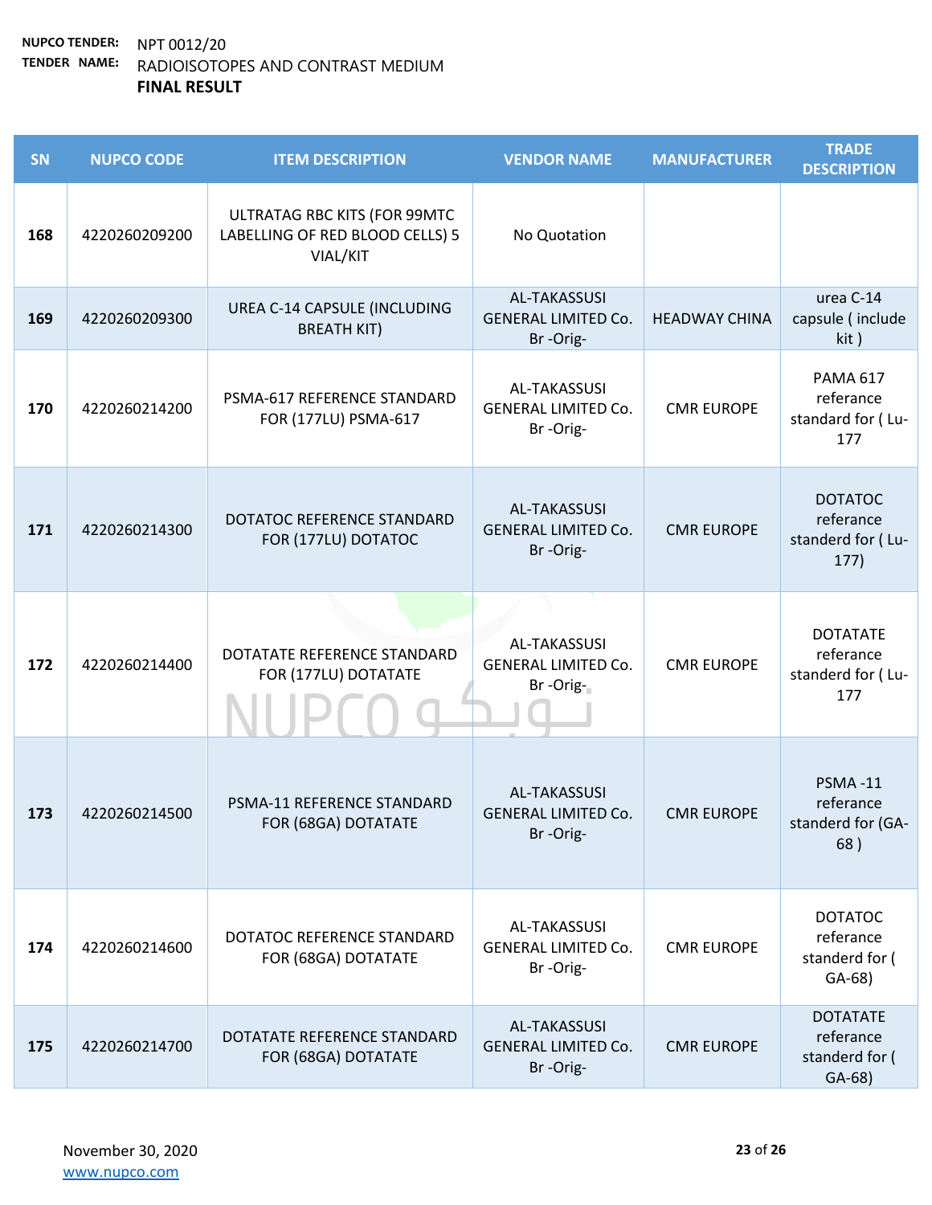**NUPCO TENDER:** NPT 0012/20

**TENDER NAME:** RADIOISOTOPES AND CONTRAST MEDIUM

**FINAL RESULT**

| SN | NUPCO CODE | ITEM DESCRIPTION | VENDOR NAME | MANUFACTURER | TRADE DESCRIPTION |
|---|---|---|---|---|---|
| 168 | 4220260209200 | ULTRATAG RBC KITS (FOR 99MTC LABELLING OF RED BLOOD CELLS) 5 VIAL/KIT | No Quotation | | |
| 169 | 4220260209300 | UREA C-14 CAPSULE (INCLUDING BREATH KIT) | AL-TAKASSUSI GENERAL LIMITED Co. Br -Orig- | HEADWAY CHINA | urea C-14 capsule ( include kit ) |
| 170 | 4220260214200 | PSMA-617 REFERENCE STANDARD FOR (177LU) PSMA-617 | AL-TAKASSUSI GENERAL LIMITED Co. Br -Orig- | CMR EUROPE | PAMA 617 referance standard for ( Lu-177 |
| 171 | 4220260214300 | DOTATOC REFERENCE STANDARD FOR (177LU) DOTATOC | AL-TAKASSUSI GENERAL LIMITED Co. Br -Orig- | CMR EUROPE | DOTATOC referance standerd for ( Lu-177) |
| 172 | 4220260214400 | DOTATATE REFERENCE STANDARD FOR (177LU) DOTATATE | AL-TAKASSUSI GENERAL LIMITED Co. Br -Orig- | CMR EUROPE | DOTATATE referance standerd for ( Lu-177 |
| 173 | 4220260214500 | PSMA-11 REFERENCE STANDARD FOR (68GA) DOTATATE | AL-TAKASSUSI GENERAL LIMITED Co. Br -Orig- | CMR EUROPE | PSMA -11 referance standerd for (GA-68 ) |
| 174 | 4220260214600 | DOTATOC REFERENCE STANDARD FOR (68GA) DOTATATE | AL-TAKASSUSI GENERAL LIMITED Co. Br -Orig- | CMR EUROPE | DOTATOC referance standerd for ( GA-68) |
| 175 | 4220260214700 | DOTATATE REFERENCE STANDARD FOR (68GA) DOTATATE | AL-TAKASSUSI GENERAL LIMITED Co. Br -Orig- | CMR EUROPE | DOTATATE referance standerd for ( GA-68) |

November 30, 2020
www.nupco.com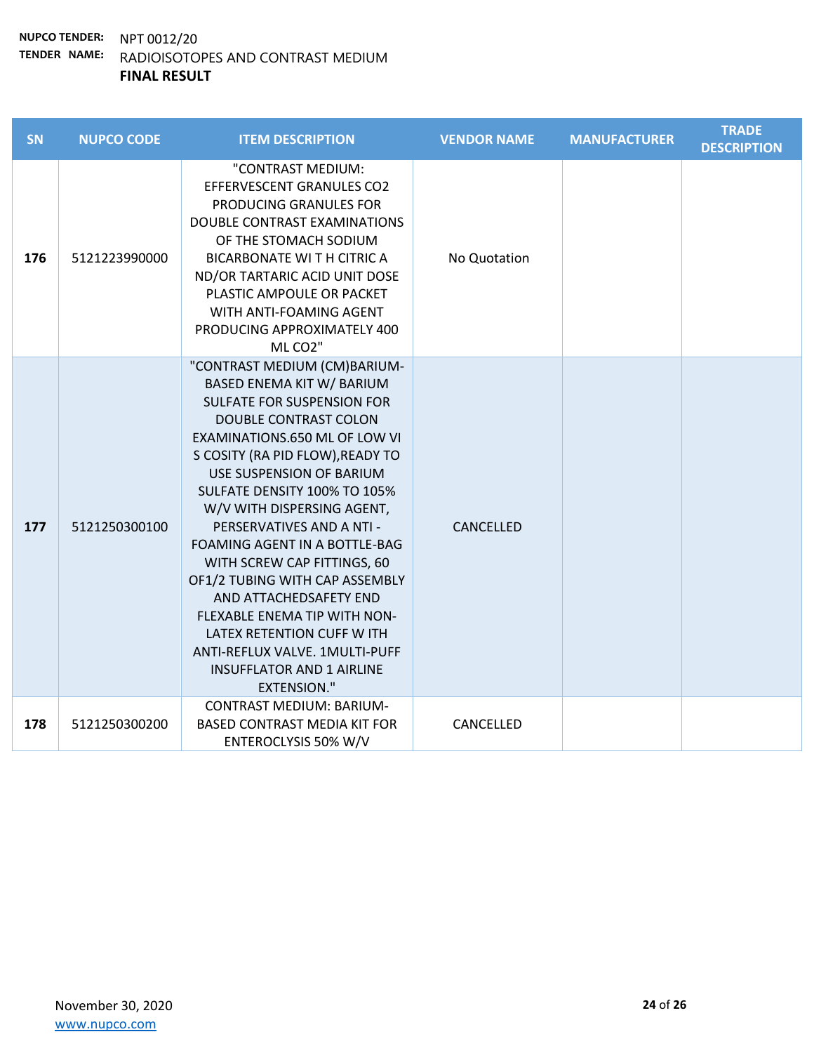**NUPCO TENDER:** NPT 0012/20
**TENDER NAME:** RADIOISOTOPES AND CONTRAST MEDIUM
**FINAL RESULT**

| SN | NUPCO CODE | ITEM DESCRIPTION | VENDOR NAME | MANUFACTURER | TRADE DESCRIPTION |
|---|---|---|---|---|---|
| 176 | 5121223990000 | "CONTRAST MEDIUM: EFFERVESCENT GRANULES $CO_2$ PRODUCING GRANULES FOR DOUBLE CONTRAST EXAMINATIONS OF THE STOMACH SODIUM BICARBONATE WI T H CITRIC A ND/OR TARTARIC ACID UNIT DOSE PLASTIC AMPOULE OR PACKET WITH ANTI-FOAMING AGENT PRODUCING APPROXIMATELY 400 ML $CO_2$" | No Quotation | | |
| 177 | 5121250300100 | "CONTRAST MEDIUM (CM)BARIUM-BASED ENEMA KIT W/ BARIUM SULFATE FOR SUSPENSION FOR DOUBLE CONTRAST COLON EXAMINATIONS.650 ML OF LOW VI S COSITY (RA PID FLOW),READY TO USE SUSPENSION OF BARIUM SULFATE DENSITY 100% TO 105% W/V WITH DISPERSING AGENT, PERSERVATIVES AND A NTI - FOAMING AGENT IN A BOTTLE-BAG WITH SCREW CAP FITTINGS, 60 OF1/2 TUBING WITH CAP ASSEMBLY AND ATTACHEDSAFETY END FLEXABLE ENEMA TIP WITH NON-LATEX RETENTION CUFF W ITH ANTI-REFLUX VALVE. 1MULTI-PUFF INSUFFLATOR AND 1 AIRLINE EXTENSION." | CANCELLED | | |
| 178 | 5121250300200 | CONTRAST MEDIUM: BARIUM-BASED CONTRAST MEDIA KIT FOR ENTEROCLYSIS 50% W/V | CANCELLED | | |

November 30, 2020
www.nupco.com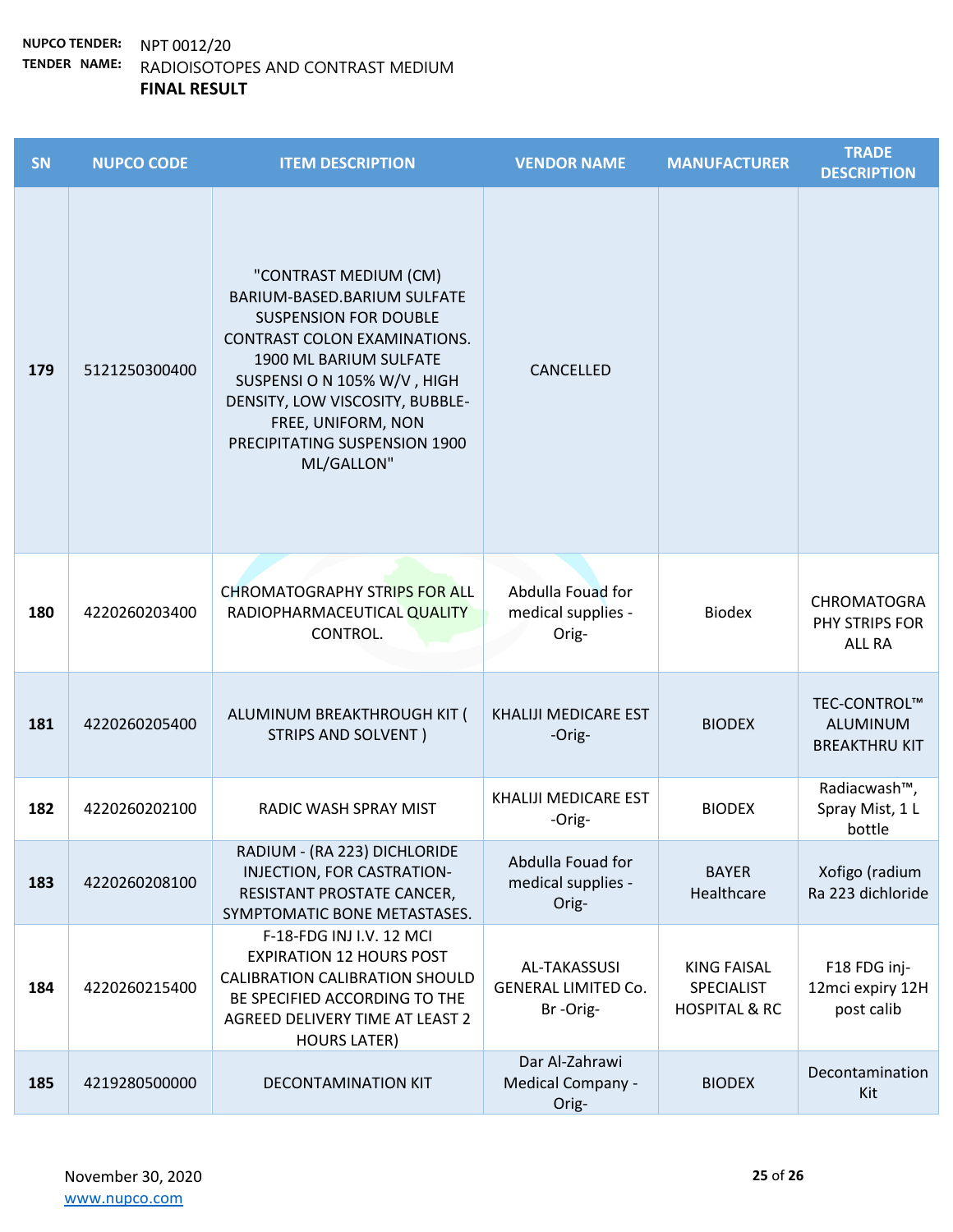**NUPCO TENDER:** NPT 0012/20
**TENDER NAME:** RADIOISOTOPES AND CONTRAST MEDIUM
**FINAL RESULT**

| SN | NUPCO CODE | ITEM DESCRIPTION | VENDOR NAME | MANUFACTURER | TRADE DESCRIPTION |
|---|---|---|---|---|---|
| 179 | 5121250300400 | "CONTRAST MEDIUM (CM) BARIUM-BASED.BARIUM SULFATE SUSPENSION FOR DOUBLE CONTRAST COLON EXAMINATIONS. 1900 ML BARIUM SULFATE SUSPENSI O N 105% W/V , HIGH DENSITY, LOW VISCOSITY, BUBBLE-FREE, UNIFORM, NON PRECIPITATING SUSPENSION 1900 ML/GALLON" | CANCELLED | | |
| 180 | 4220260203400 | CHROMATOGRAPHY STRIPS FOR ALL RADIOPHARMACEUTICAL QUALITY CONTROL. | Abdulla Fouad for medical supplies -Orig- | Biodex | CHROMATOGRAPHY STRIPS FOR ALL RA |
| 181 | 4220260205400 | ALUMINUM BREAKTHROUGH KIT ( STRIPS AND SOLVENT ) | KHALIJI MEDICARE EST -Orig- | BIODEX | TEC-CONTROL™ ALUMINUM BREAKTHRU KIT |
| 182 | 4220260202100 | RADIC WASH SPRAY MIST | KHALIJI MEDICARE EST -Orig- | BIODEX | Radiacwash™, Spray Mist, 1 L bottle |
| 183 | 4220260208100 | RADIUM - (RA 223) DICHLORIDE INJECTION, FOR CASTRATION-RESISTANT PROSTATE CANCER, SYMPTOMATIC BONE METASTASES. | Abdulla Fouad for medical supplies -Orig- | BAYER Healthcare | Xofigo (radium Ra 223 dichloride |
| 184 | 4220260215400 | F-18-FDG INJ I.V. 12 MCI EXPIRATION 12 HOURS POST CALIBRATION CALIBRATION SHOULD BE SPECIFIED ACCORDING TO THE AGREED DELIVERY TIME AT LEAST 2 HOURS LATER) | AL-TAKASSUSI GENERAL LIMITED Co. Br -Orig- | KING FAISAL SPECIALIST HOSPITAL & RC | F18 FDG inj-12mci expiry 12H post calib |
| 185 | 4219280500000 | DECONTAMINATION KIT | Dar Al-Zahrawi Medical Company -Orig- | BIODEX | Decontamination Kit |

November 30, 2020
www.nupco.com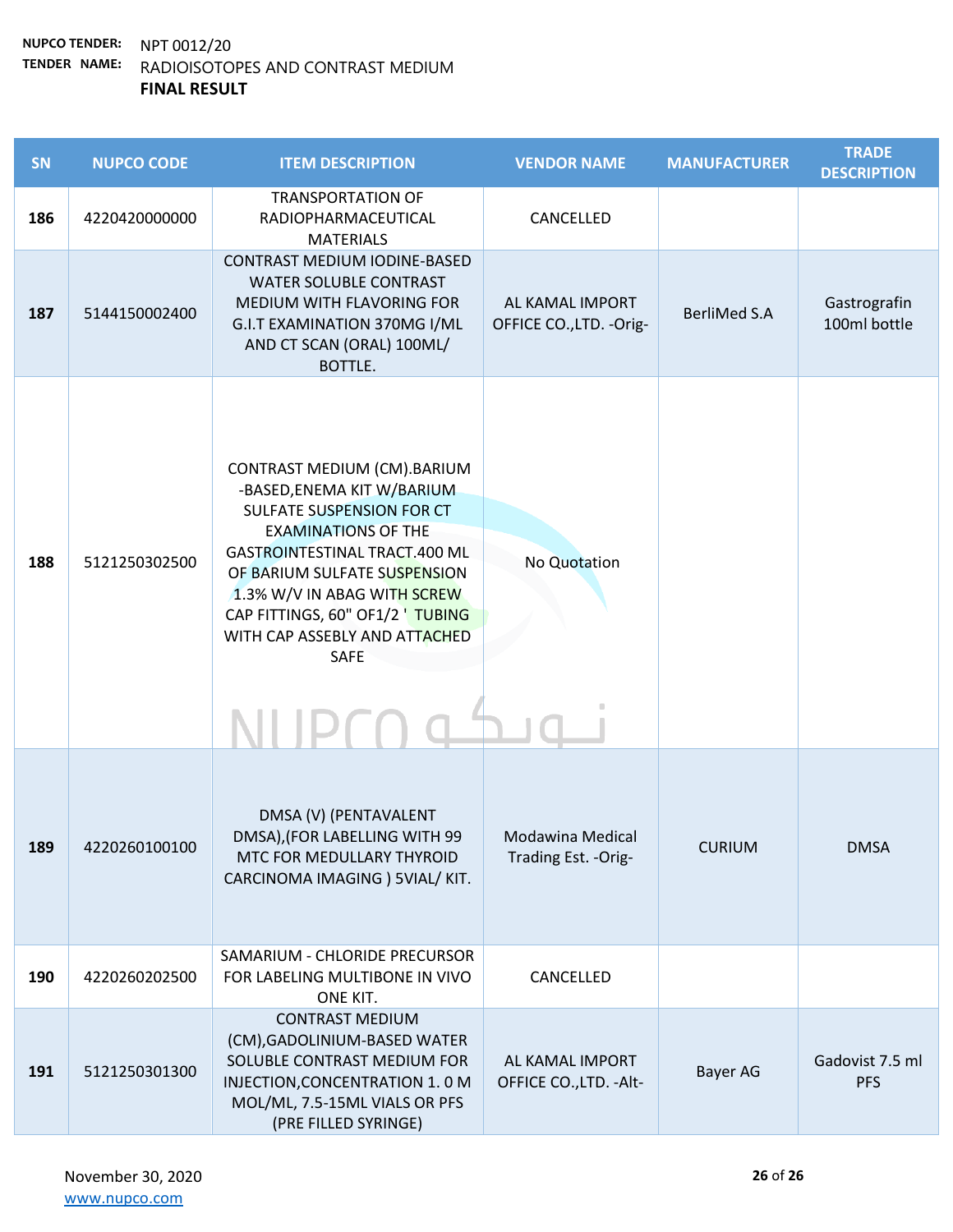**NUPCO TENDER:** NPT 0012/20
**TENDER NAME:** RADIOISOTOPES AND CONTRAST MEDIUM
**FINAL RESULT**

| SN | NUPCO CODE | ITEM DESCRIPTION | VENDOR NAME | MANUFACTURER | TRADE DESCRIPTION |
|---|---|---|---|---|---|
| 186 | 4220420000000 | TRANSPORTATION OF RADIOPHARMACEUTICAL MATERIALS | CANCELLED | | |
| 187 | 5144150002400 | CONTRAST MEDIUM IODINE-BASED WATER SOLUBLE CONTRAST MEDIUM WITH FLAVORING FOR G.I.T EXAMINATION 370MG I/ML AND CT SCAN (ORAL) 100ML/ BOTTLE. | AL KAMAL IMPORT OFFICE CO.,LTD. -Orig- | BerliMed S.A | Gastrografin 100ml bottle |
| 188 | 5121250302500 | CONTRAST MEDIUM (CM).BARIUM -BASED,ENEMA KIT W/BARIUM SULFATE SUSPENSION FOR CT EXAMINATIONS OF THE GASTROINTESTINAL TRACT.400 ML OF BARIUM SULFATE SUSPENSION 1.3% W/V IN ABAG WITH SCREW CAP FITTINGS, 60" OF1/2 ' TUBING WITH CAP ASSEBLY AND ATTACHED SAFE | No Quotation | | |
| 189 | 4220260100100 | DMSA (V) (PENTAVALENT DMSA),(FOR LABELLING WITH 99 MTC FOR MEDULLARY THYROID CARCINOMA IMAGING ) 5VIAL/ KIT. | Modawina Medical Trading Est. -Orig- | CURIUM | DMSA |
| 190 | 4220260202500 | SAMARIUM - CHLORIDE PRECURSOR FOR LABELING MULTIBONE IN VIVO ONE KIT. | CANCELLED | | |
| 191 | 5121250301300 | CONTRAST MEDIUM (CM),GADOLINIUM-BASED WATER SOLUBLE CONTRAST MEDIUM FOR INJECTION,CONCENTRATION 1. 0 M MOL/ML, 7.5-15ML VIALS OR PFS (PRE FILLED SYRINGE) | AL KAMAL IMPORT OFFICE CO.,LTD. -Alt- | Bayer AG | Gadovist 7.5 ml PFS |

November 30, 2020
www.nupco.com